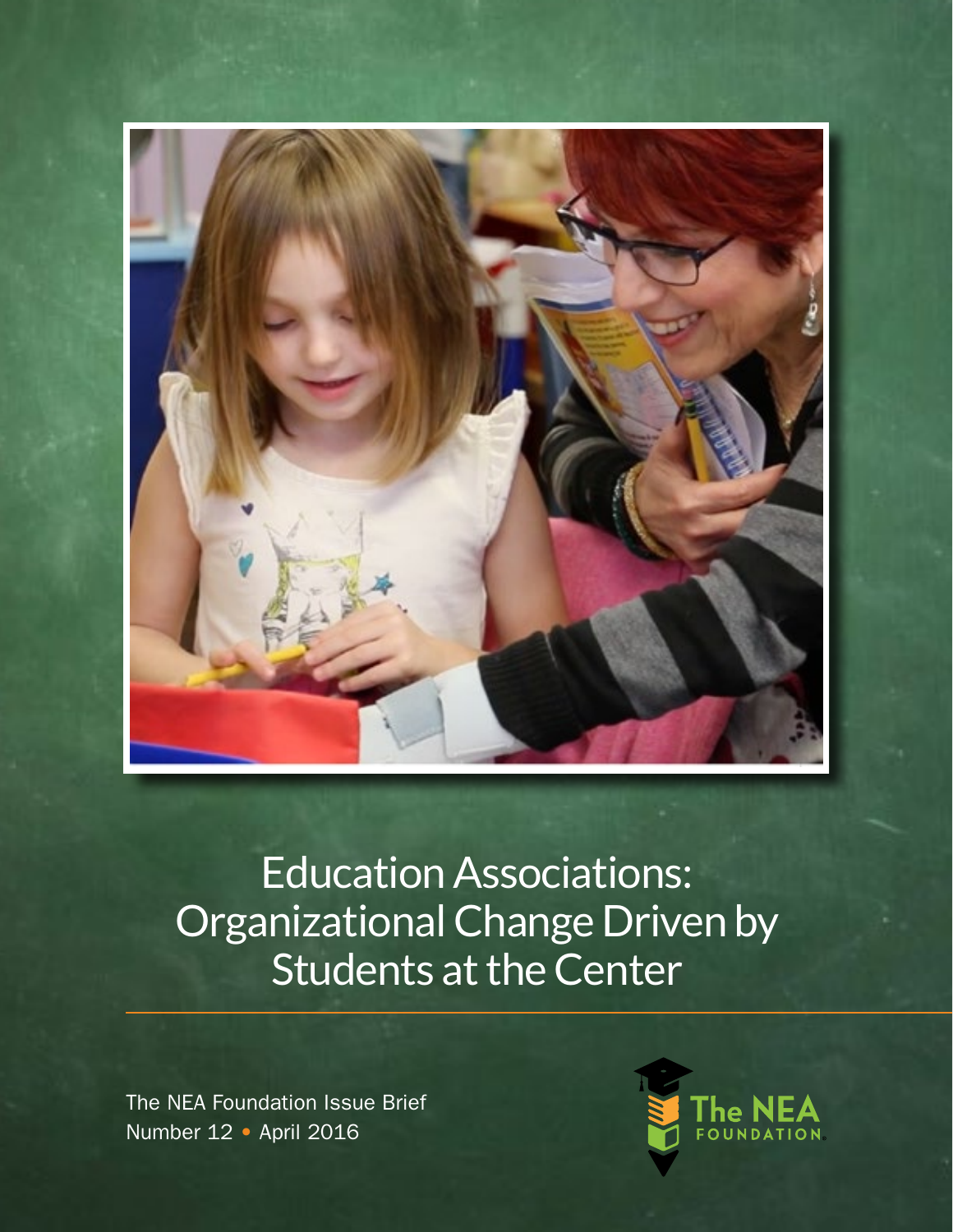# Education Associations: Organizational Change Driven by Students at the Center

The NEA Foundation Issue Brief
Number 12 • April 2016

The NEA FOUNDATION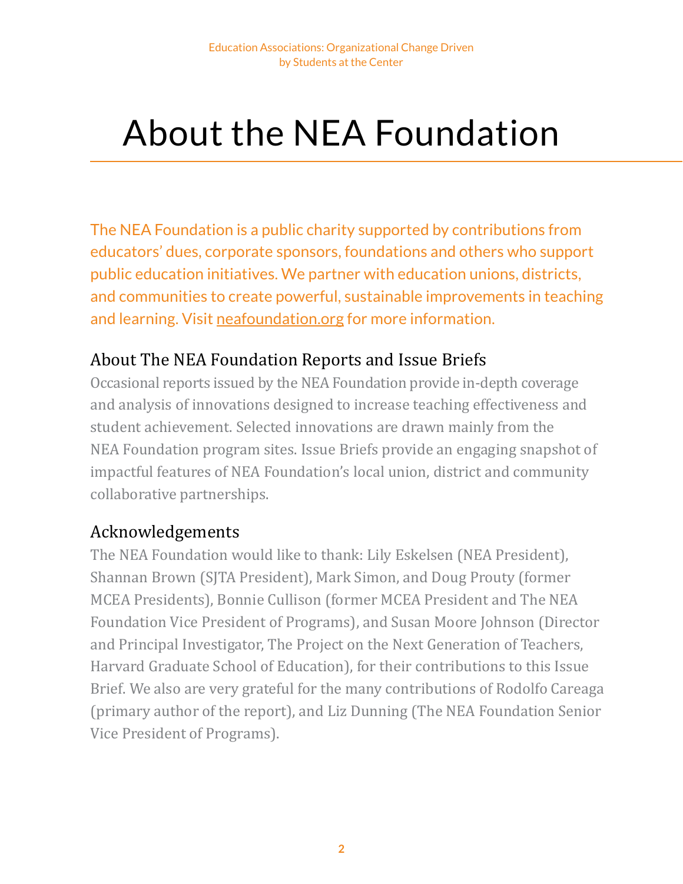# About the NEA Foundation

The NEA Foundation is a public charity supported by contributions from educators' dues, corporate sponsors, foundations and others who support public education initiatives. We partner with education unions, districts, and communities to create powerful, sustainable improvements in teaching and learning. Visit neafoundation.org for more information.

## About The NEA Foundation Reports and Issue Briefs

Occasional reports issued by the NEA Foundation provide in-depth coverage and analysis of innovations designed to increase teaching effectiveness and student achievement. Selected innovations are drawn mainly from the NEA Foundation program sites. Issue Briefs provide an engaging snapshot of impactful features of NEA Foundation's local union, district and community collaborative partnerships.

## Acknowledgements

The NEA Foundation would like to thank: Lily Eskelsen (NEA President), Shannan Brown (SJTA President), Mark Simon, and Doug Prouty (former MCEA Presidents), Bonnie Cullison (former MCEA President and The NEA Foundation Vice President of Programs), and Susan Moore Johnson (Director and Principal Investigator, The Project on the Next Generation of Teachers, Harvard Graduate School of Education), for their contributions to this Issue Brief. We also are very grateful for the many contributions of Rodolfo Careaga (primary author of the report), and Liz Dunning (The NEA Foundation Senior Vice President of Programs).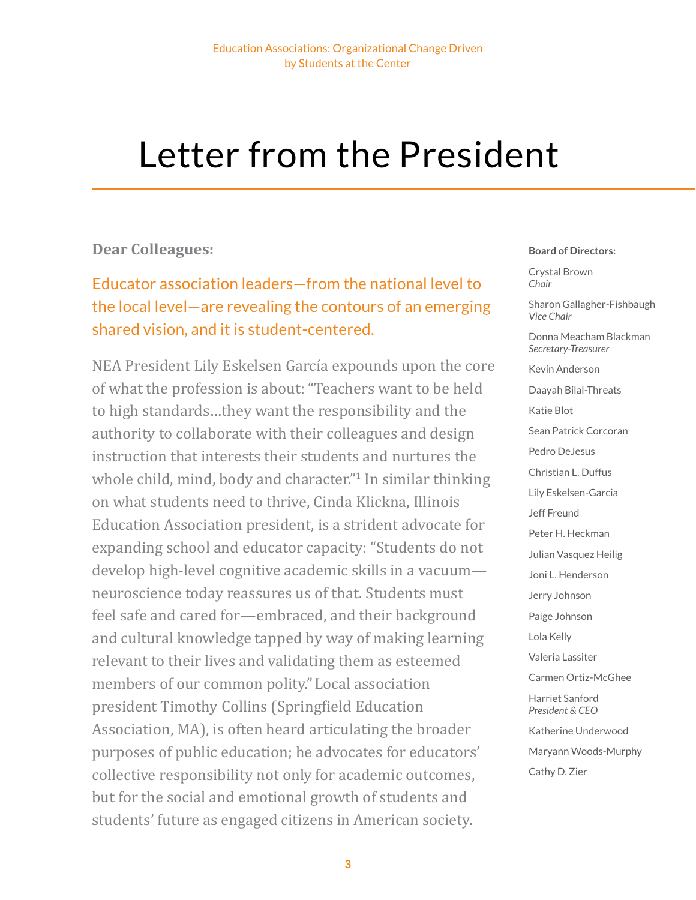# Letter from the President

**Dear Colleagues:**

Educator association leaders—from the national level to the local level—are revealing the contours of an emerging shared vision, and it is student-centered.

NEA President Lily Eskelsen García expounds upon the core of what the profession is about: "Teachers want to be held to high standards…they want the responsibility and the authority to collaborate with their colleagues and design instruction that interests their students and nurtures the whole child, mind, body and character."[1] In similar thinking on what students need to thrive, Cinda Klickna, Illinois Education Association president, is a strident advocate for expanding school and educator capacity: "Students do not develop high-level cognitive academic skills in a vacuum—neuroscience today reassures us of that. Students must feel safe and cared for—embraced, and their background and cultural knowledge tapped by way of making learning relevant to their lives and validating them as esteemed members of our common polity." Local association president Timothy Collins (Springfield Education Association, MA), is often heard articulating the broader purposes of public education; he advocates for educators' collective responsibility not only for academic outcomes, but for the social and emotional growth of students and students' future as engaged citizens in American society.

**Board of Directors:**

Crystal Brown
*Chair*

Sharon Gallagher-Fishbaugh
*Vice Chair*

Donna Meacham Blackman
*Secretary-Treasurer*

Kevin Anderson

Daayah Bilal-Threats

Katie Blot

Sean Patrick Corcoran

Pedro DeJesus

Christian L. Duffus

Lily Eskelsen-Garcia

Jeff Freund

Peter H. Heckman

Julian Vasquez Heilig

Joni L. Henderson

Jerry Johnson

Paige Johnson

Lola Kelly

Valeria Lassiter

Carmen Ortiz-McGhee

Harriet Sanford
*President & CEO*

Katherine Underwood

Maryann Woods-Murphy

Cathy D. Zier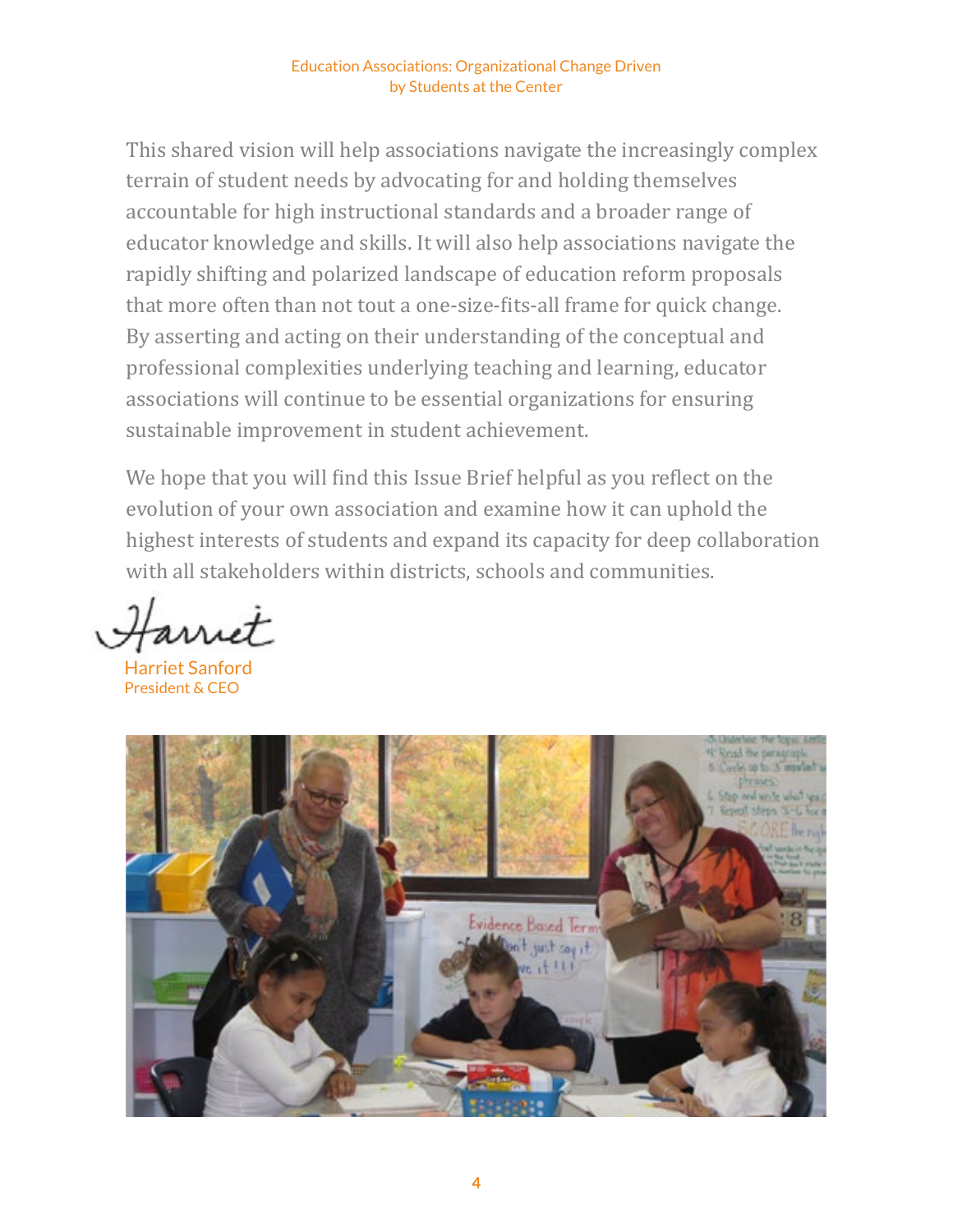This shared vision will help associations navigate the increasingly complex terrain of student needs by advocating for and holding themselves accountable for high instructional standards and a broader range of educator knowledge and skills. It will also help associations navigate the rapidly shifting and polarized landscape of education reform proposals that more often than not tout a one-size-fits-all frame for quick change. By asserting and acting on their understanding of the conceptual and professional complexities underlying teaching and learning, educator associations will continue to be essential organizations for ensuring sustainable improvement in student achievement.

We hope that you will find this Issue Brief helpful as you reflect on the evolution of your own association and examine how it can uphold the highest interests of students and expand its capacity for deep collaboration with all stakeholders within districts, schools and communities.

Harriet

Harriet Sanford
President & CEO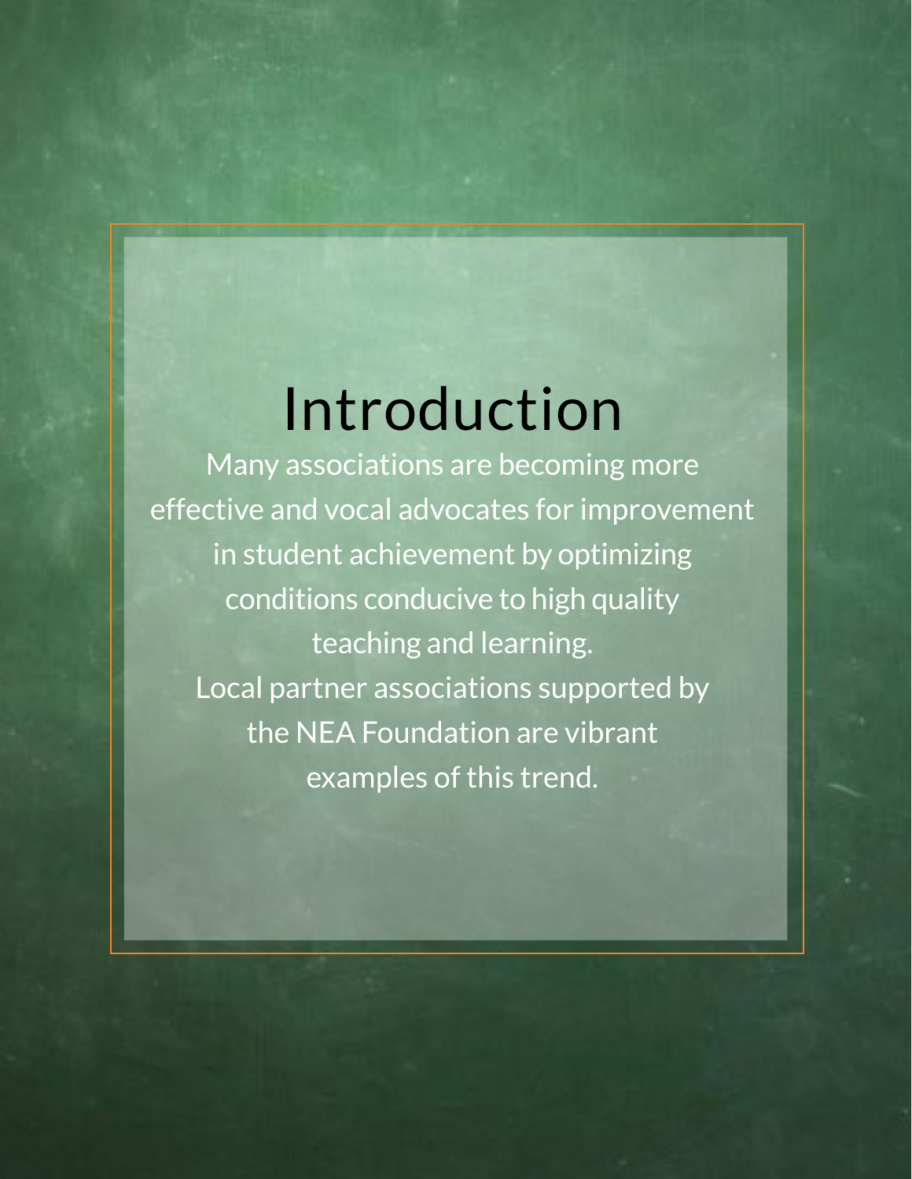# Introduction

Many associations are becoming more effective and vocal advocates for improvement in student achievement by optimizing conditions conducive to high quality teaching and learning.

Local partner associations supported by the NEA Foundation are vibrant examples of this trend.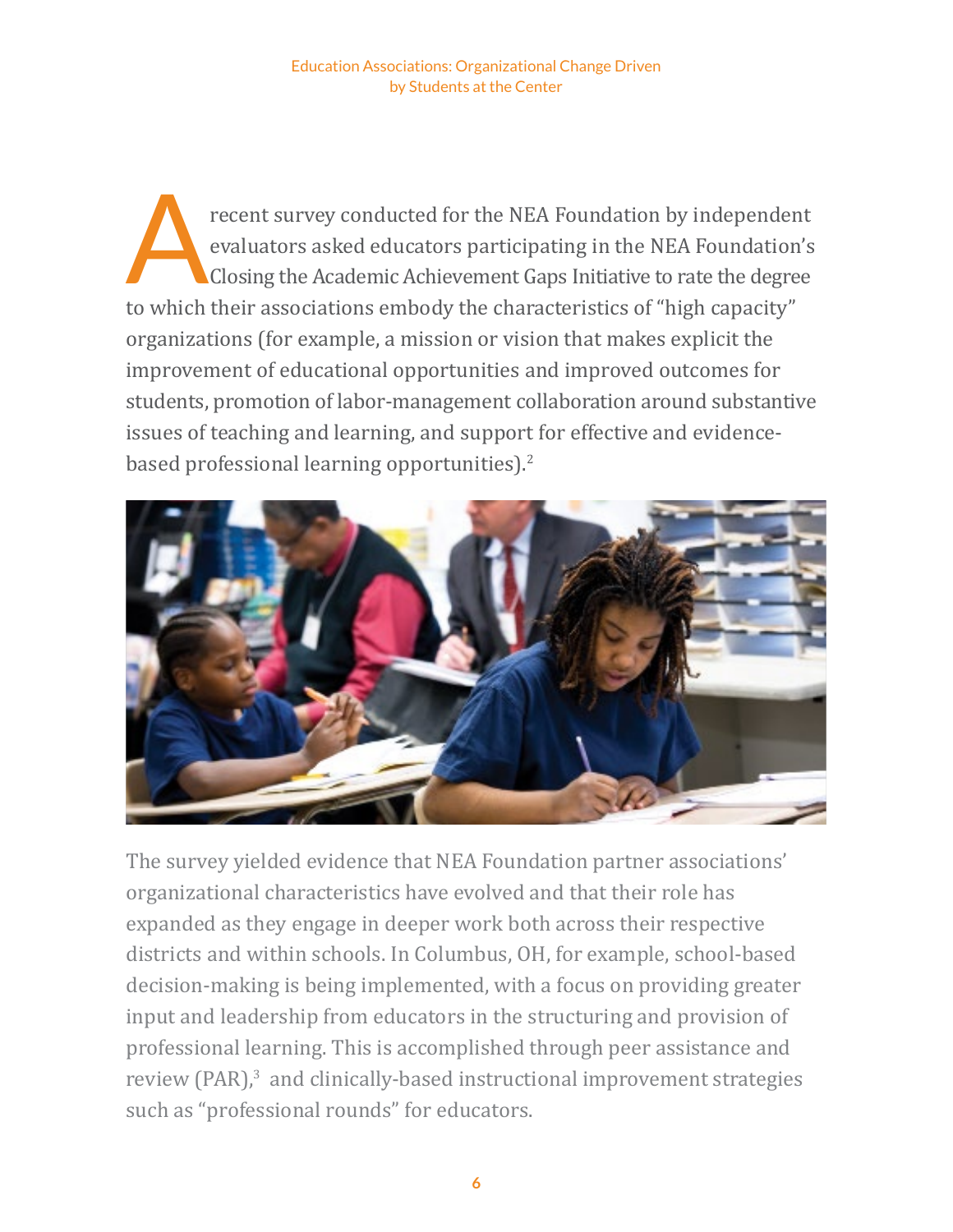A recent survey conducted for the NEA Foundation by independent evaluators asked educators participating in the NEA Foundation's Closing the Academic Achievement Gaps Initiative to rate the degree to which their associations embody the characteristics of "high capacity" organizations (for example, a mission or vision that makes explicit the improvement of educational opportunities and improved outcomes for students, promotion of labor-management collaboration around substantive issues of teaching and learning, and support for effective and evidence-based professional learning opportunities).[2]

The survey yielded evidence that NEA Foundation partner associations' organizational characteristics have evolved and that their role has expanded as they engage in deeper work both across their respective districts and within schools. In Columbus, OH, for example, school-based decision-making is being implemented, with a focus on providing greater input and leadership from educators in the structuring and provision of professional learning. This is accomplished through peer assistance and review (PAR),[3] and clinically-based instructional improvement strategies such as "professional rounds" for educators.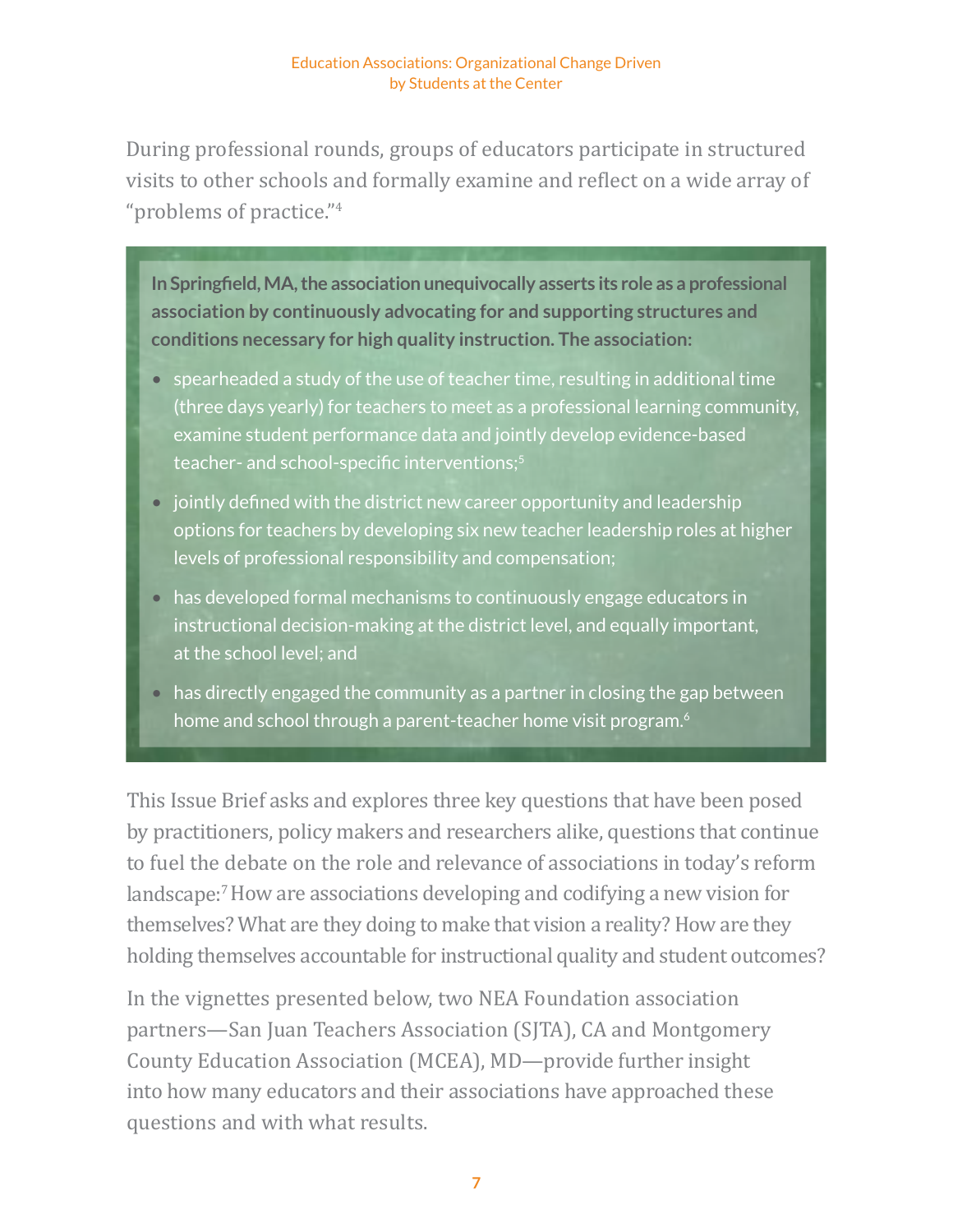During professional rounds, groups of educators participate in structured visits to other schools and formally examine and reflect on a wide array of "problems of practice."[4]

**In Springfield, MA, the association unequivocally asserts its role as a professional association by continuously advocating for and supporting structures and conditions necessary for high quality instruction. The association:**

- spearheaded a study of the use of teacher time, resulting in additional time (three days yearly) for teachers to meet as a professional learning community, examine student performance data and jointly develop evidence-based teacher- and school-specific interventions;[5]
- jointly defined with the district new career opportunity and leadership options for teachers by developing six new teacher leadership roles at higher levels of professional responsibility and compensation;
- has developed formal mechanisms to continuously engage educators in instructional decision-making at the district level, and equally important, at the school level; and
- has directly engaged the community as a partner in closing the gap between home and school through a parent-teacher home visit program.[6]

This Issue Brief asks and explores three key questions that have been posed by practitioners, policy makers and researchers alike, questions that continue to fuel the debate on the role and relevance of associations in today's reform landscape:[7] How are associations developing and codifying a new vision for themselves? What are they doing to make that vision a reality? How are they holding themselves accountable for instructional quality and student outcomes?

In the vignettes presented below, two NEA Foundation association partners—San Juan Teachers Association (SJTA), CA and Montgomery County Education Association (MCEA), MD—provide further insight into how many educators and their associations have approached these questions and with what results.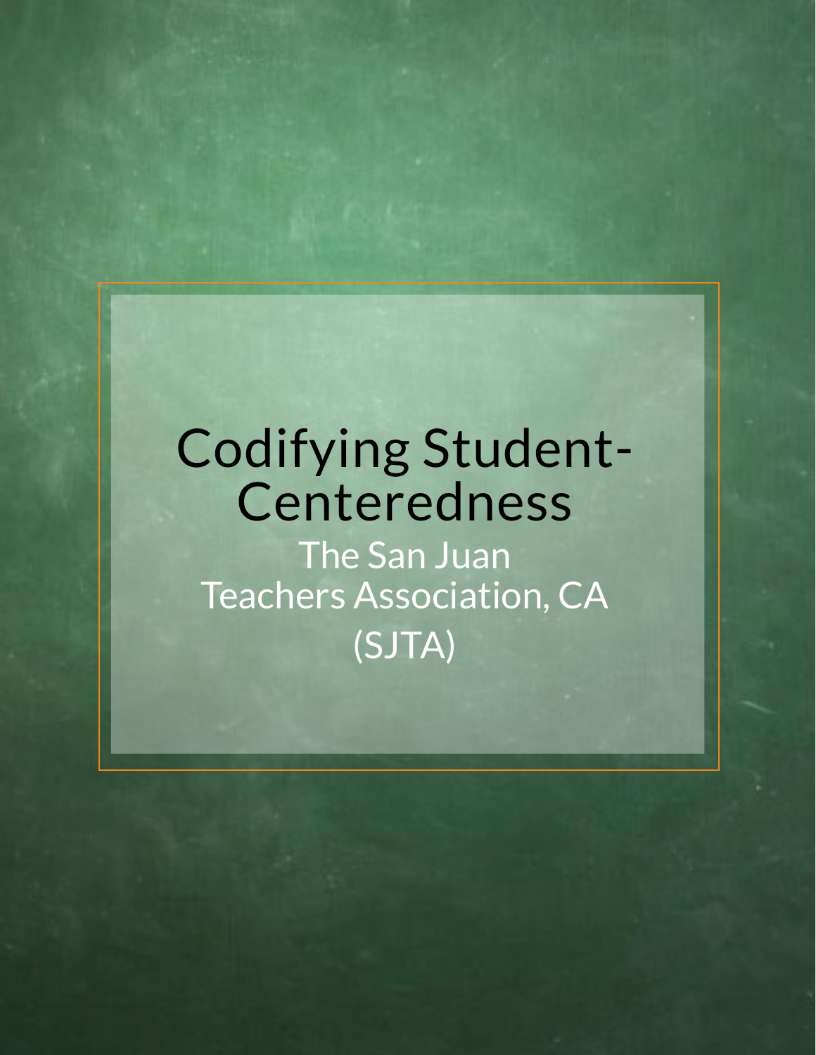# Codifying Student-Centeredness

## The San Juan Teachers Association, CA (SJTA)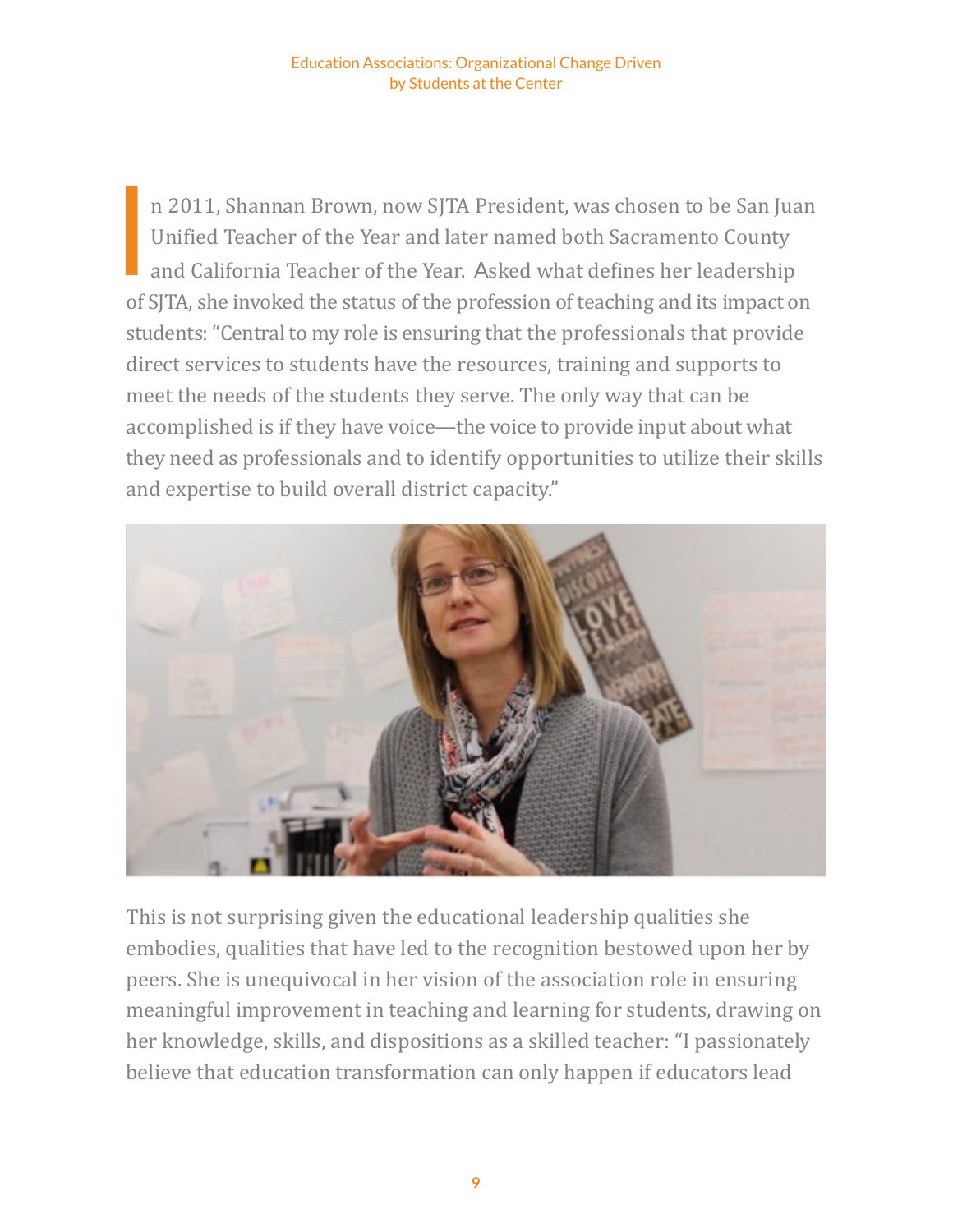In 2011, Shannan Brown, now SJTA President, was chosen to be San Juan Unified Teacher of the Year and later named both Sacramento County and California Teacher of the Year. Asked what defines her leadership of SJTA, she invoked the status of the profession of teaching and its impact on students: "Central to my role is ensuring that the professionals that provide direct services to students have the resources, training and supports to meet the needs of the students they serve. The only way that can be accomplished is if they have voice—the voice to provide input about what they need as professionals and to identify opportunities to utilize their skills and expertise to build overall district capacity."

This is not surprising given the educational leadership qualities she embodies, qualities that have led to the recognition bestowed upon her by peers. She is unequivocal in her vision of the association role in ensuring meaningful improvement in teaching and learning for students, drawing on her knowledge, skills, and dispositions as a skilled teacher: "I passionately believe that education transformation can only happen if educators lead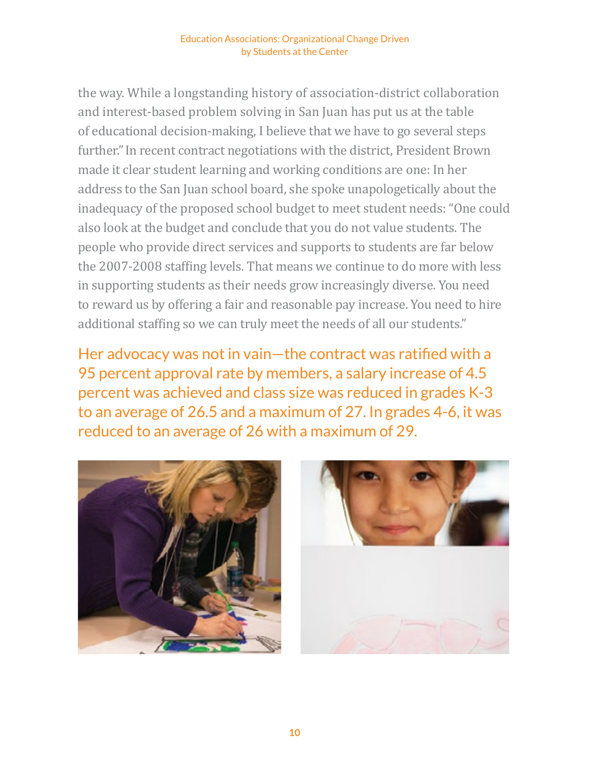the way. While a longstanding history of association-district collaboration and interest-based problem solving in San Juan has put us at the table of educational decision-making, I believe that we have to go several steps further." In recent contract negotiations with the district, President Brown made it clear student learning and working conditions are one: In her address to the San Juan school board, she spoke unapologetically about the inadequacy of the proposed school budget to meet student needs: "One could also look at the budget and conclude that you do not value students. The people who provide direct services and supports to students are far below the 2007-2008 staffing levels. That means we continue to do more with less in supporting students as their needs grow increasingly diverse. You need to reward us by offering a fair and reasonable pay increase. You need to hire additional staffing so we can truly meet the needs of all our students."

Her advocacy was not in vain—the contract was ratified with a 95 percent approval rate by members, a salary increase of 4.5 percent was achieved and class size was reduced in grades K-3 to an average of 26.5 and a maximum of 27. In grades 4-6, it was reduced to an average of 26 with a maximum of 29.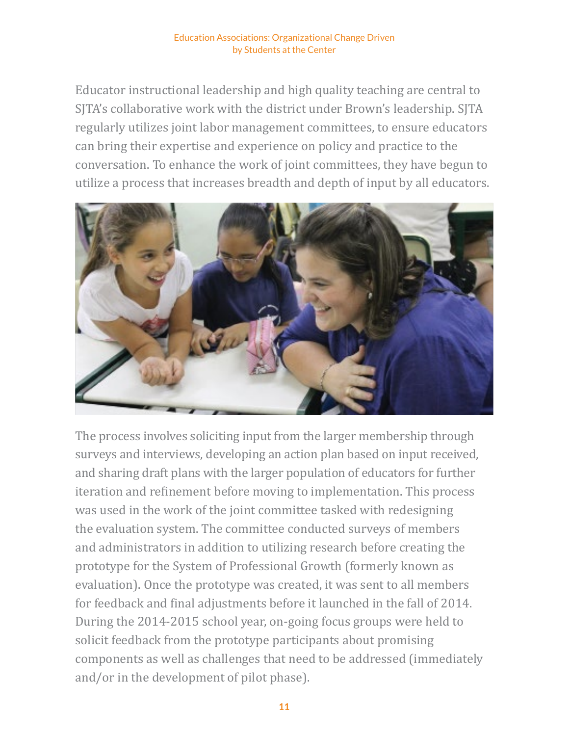Educator instructional leadership and high quality teaching are central to SJTA's collaborative work with the district under Brown's leadership. SJTA regularly utilizes joint labor management committees, to ensure educators can bring their expertise and experience on policy and practice to the conversation. To enhance the work of joint committees, they have begun to utilize a process that increases breadth and depth of input by all educators.

The process involves soliciting input from the larger membership through surveys and interviews, developing an action plan based on input received, and sharing draft plans with the larger population of educators for further iteration and refinement before moving to implementation. This process was used in the work of the joint committee tasked with redesigning the evaluation system. The committee conducted surveys of members and administrators in addition to utilizing research before creating the prototype for the System of Professional Growth (formerly known as evaluation). Once the prototype was created, it was sent to all members for feedback and final adjustments before it launched in the fall of 2014. During the 2014-2015 school year, on-going focus groups were held to solicit feedback from the prototype participants about promising components as well as challenges that need to be addressed (immediately and/or in the development of pilot phase).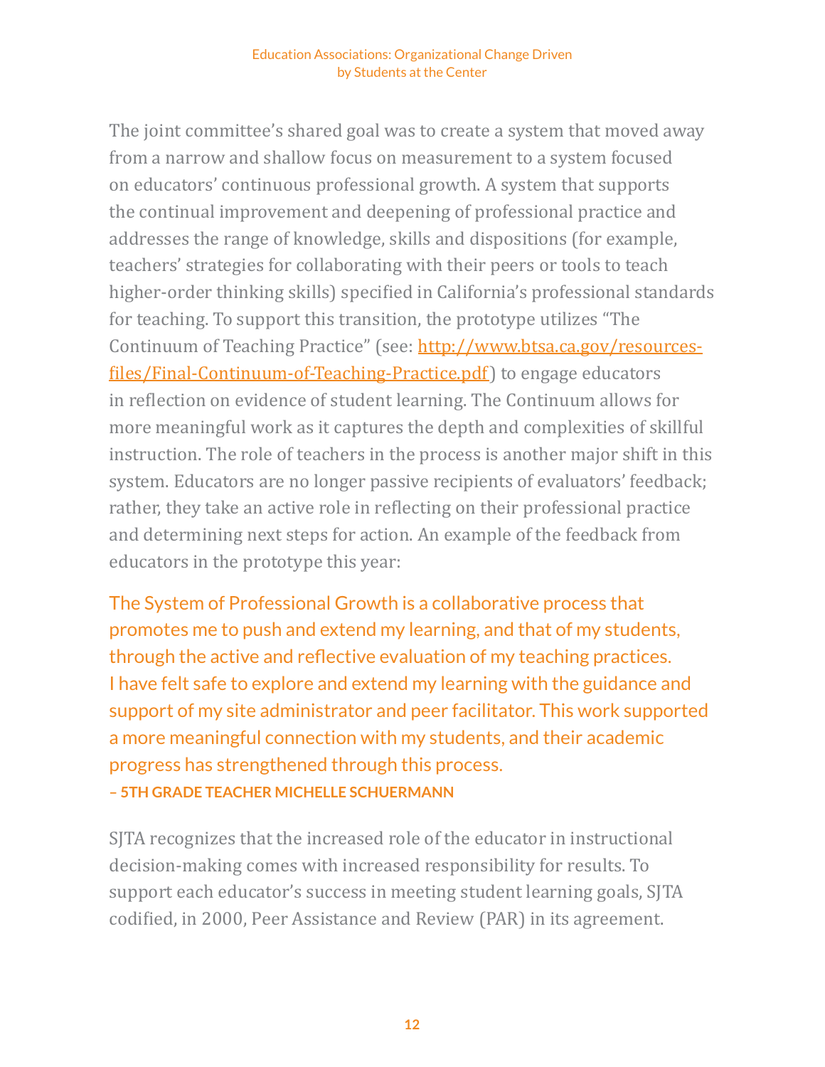The joint committee's shared goal was to create a system that moved away from a narrow and shallow focus on measurement to a system focused on educators' continuous professional growth. A system that supports the continual improvement and deepening of professional practice and addresses the range of knowledge, skills and dispositions (for example, teachers' strategies for collaborating with their peers or tools to teach higher-order thinking skills) specified in California's professional standards for teaching. To support this transition, the prototype utilizes "The Continuum of Teaching Practice" (see: [http://www.btsa.ca.gov/resources-files/Final-Continuum-of-Teaching-Practice.pdf](http://www.btsa.ca.gov/resources-files/Final-Continuum-of-Teaching-Practice.pdf)) to engage educators in reflection on evidence of student learning. The Continuum allows for more meaningful work as it captures the depth and complexities of skillful instruction. The role of teachers in the process is another major shift in this system. Educators are no longer passive recipients of evaluators' feedback; rather, they take an active role in reflecting on their professional practice and determining next steps for action. An example of the feedback from educators in the prototype this year:

> The System of Professional Growth is a collaborative process that promotes me to push and extend my learning, and that of my students, through the active and reflective evaluation of my teaching practices. I have felt safe to explore and extend my learning with the guidance and support of my site administrator and peer facilitator. This work supported a more meaningful connection with my students, and their academic progress has strengthened through this process.
>
> **– 5TH GRADE TEACHER MICHELLE SCHUERMANN**

SJTA recognizes that the increased role of the educator in instructional decision-making comes with increased responsibility for results. To support each educator's success in meeting student learning goals, SJTA codified, in 2000, Peer Assistance and Review (PAR) in its agreement.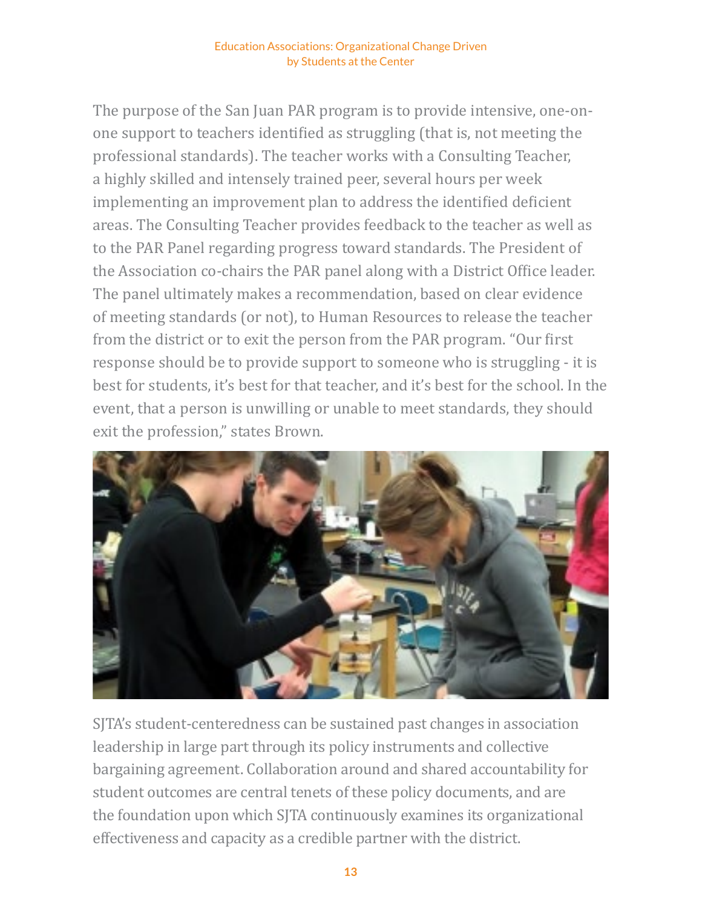The purpose of the San Juan PAR program is to provide intensive, one-on-one support to teachers identified as struggling (that is, not meeting the professional standards). The teacher works with a Consulting Teacher, a highly skilled and intensely trained peer, several hours per week implementing an improvement plan to address the identified deficient areas. The Consulting Teacher provides feedback to the teacher as well as to the PAR Panel regarding progress toward standards. The President of the Association co-chairs the PAR panel along with a District Office leader. The panel ultimately makes a recommendation, based on clear evidence of meeting standards (or not), to Human Resources to release the teacher from the district or to exit the person from the PAR program. "Our first response should be to provide support to someone who is struggling - it is best for students, it's best for that teacher, and it's best for the school. In the event, that a person is unwilling or unable to meet standards, they should exit the profession," states Brown.

SJTA's student-centeredness can be sustained past changes in association leadership in large part through its policy instruments and collective bargaining agreement. Collaboration around and shared accountability for student outcomes are central tenets of these policy documents, and are the foundation upon which SJTA continuously examines its organizational effectiveness and capacity as a credible partner with the district.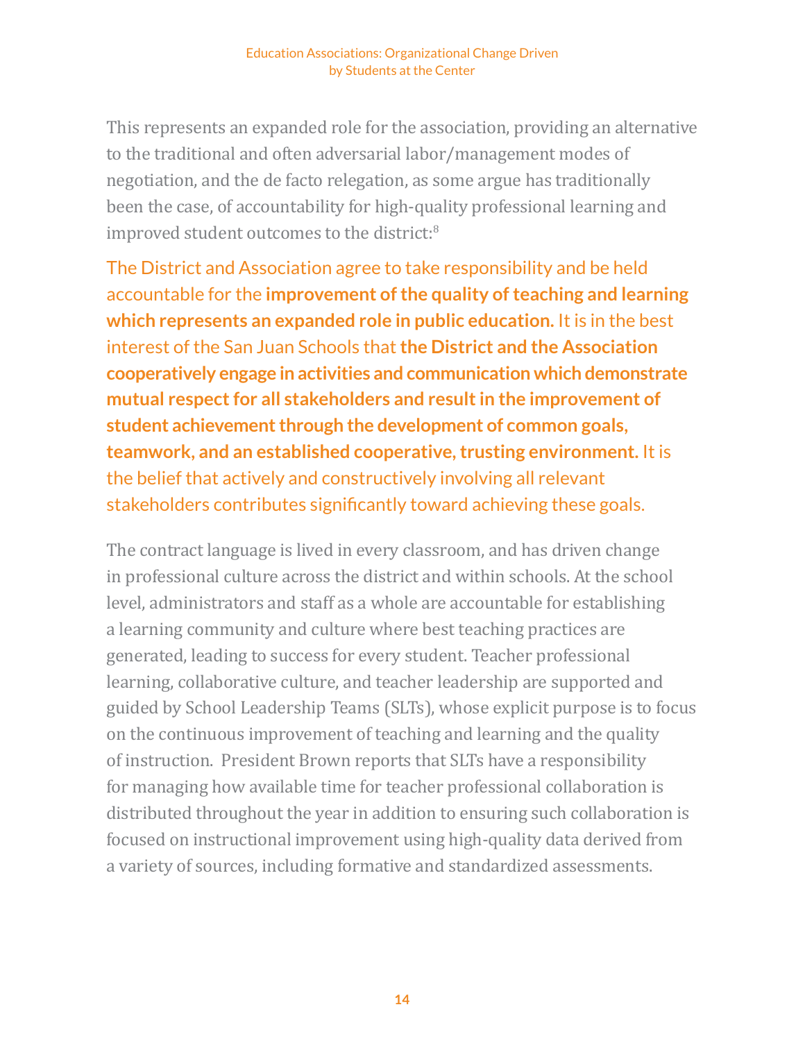This represents an expanded role for the association, providing an alternative to the traditional and often adversarial labor/management modes of negotiation, and the de facto relegation, as some argue has traditionally been the case, of accountability for high-quality professional learning and improved student outcomes to the district:[8]

> The District and Association agree to take responsibility and be held accountable for the **improvement of the quality of teaching and learning which represents an expanded role in public education.** It is in the best interest of the San Juan Schools that **the District and the Association cooperatively engage in activities and communication which demonstrate mutual respect for all stakeholders and result in the improvement of student achievement through the development of common goals, teamwork, and an established cooperative, trusting environment.** It is the belief that actively and constructively involving all relevant stakeholders contributes significantly toward achieving these goals.

The contract language is lived in every classroom, and has driven change in professional culture across the district and within schools. At the school level, administrators and staff as a whole are accountable for establishing a learning community and culture where best teaching practices are generated, leading to success for every student. Teacher professional learning, collaborative culture, and teacher leadership are supported and guided by School Leadership Teams (SLTs), whose explicit purpose is to focus on the continuous improvement of teaching and learning and the quality of instruction. President Brown reports that SLTs have a responsibility for managing how available time for teacher professional collaboration is distributed throughout the year in addition to ensuring such collaboration is focused on instructional improvement using high-quality data derived from a variety of sources, including formative and standardized assessments.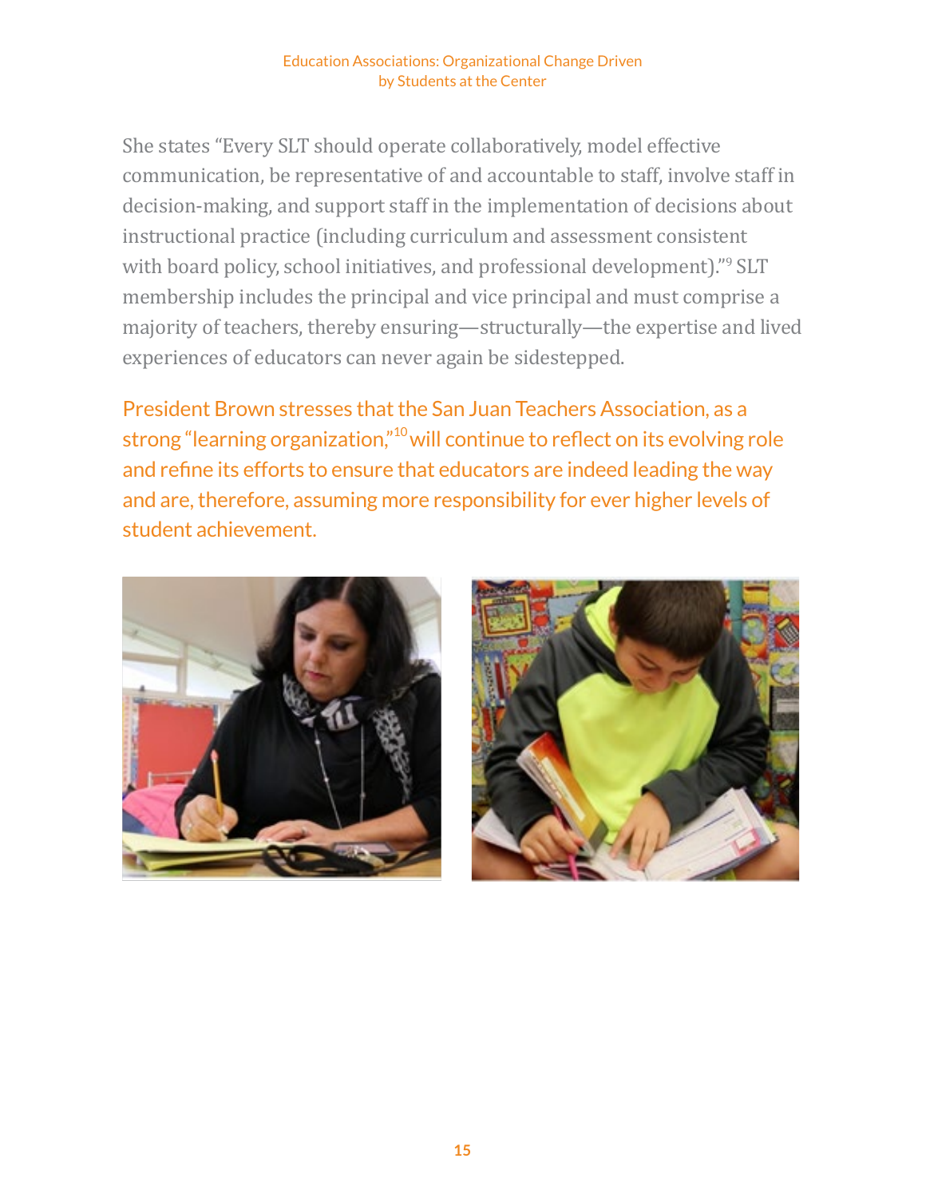She states "Every SLT should operate collaboratively, model effective communication, be representative of and accountable to staff, involve staff in decision-making, and support staff in the implementation of decisions about instructional practice (including curriculum and assessment consistent with board policy, school initiatives, and professional development)."[9] SLT membership includes the principal and vice principal and must comprise a majority of teachers, thereby ensuring—structurally—the expertise and lived experiences of educators can never again be sidestepped.

President Brown stresses that the San Juan Teachers Association, as a strong "learning organization,"[10] will continue to reflect on its evolving role and refine its efforts to ensure that educators are indeed leading the way and are, therefore, assuming more responsibility for ever higher levels of student achievement.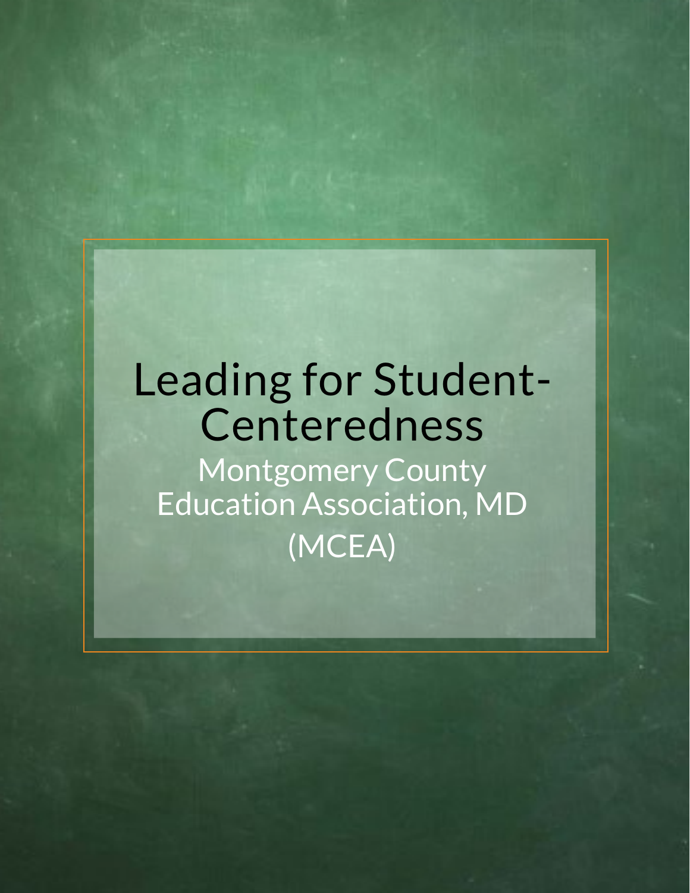# Leading for Student-Centeredness

## Montgomery County Education Association, MD (MCEA)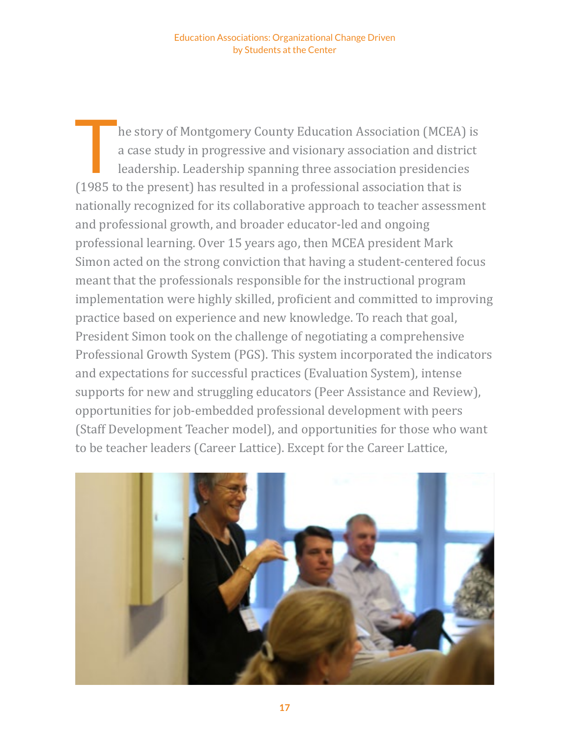The story of Montgomery County Education Association (MCEA) is a case study in progressive and visionary association and district leadership. Leadership spanning three association presidencies (1985 to the present) has resulted in a professional association that is nationally recognized for its collaborative approach to teacher assessment and professional growth, and broader educator-led and ongoing professional learning. Over 15 years ago, then MCEA president Mark Simon acted on the strong conviction that having a student-centered focus meant that the professionals responsible for the instructional program implementation were highly skilled, proficient and committed to improving practice based on experience and new knowledge. To reach that goal, President Simon took on the challenge of negotiating a comprehensive Professional Growth System (PGS). This system incorporated the indicators and expectations for successful practices (Evaluation System), intense supports for new and struggling educators (Peer Assistance and Review), opportunities for job-embedded professional development with peers (Staff Development Teacher model), and opportunities for those who want to be teacher leaders (Career Lattice). Except for the Career Lattice,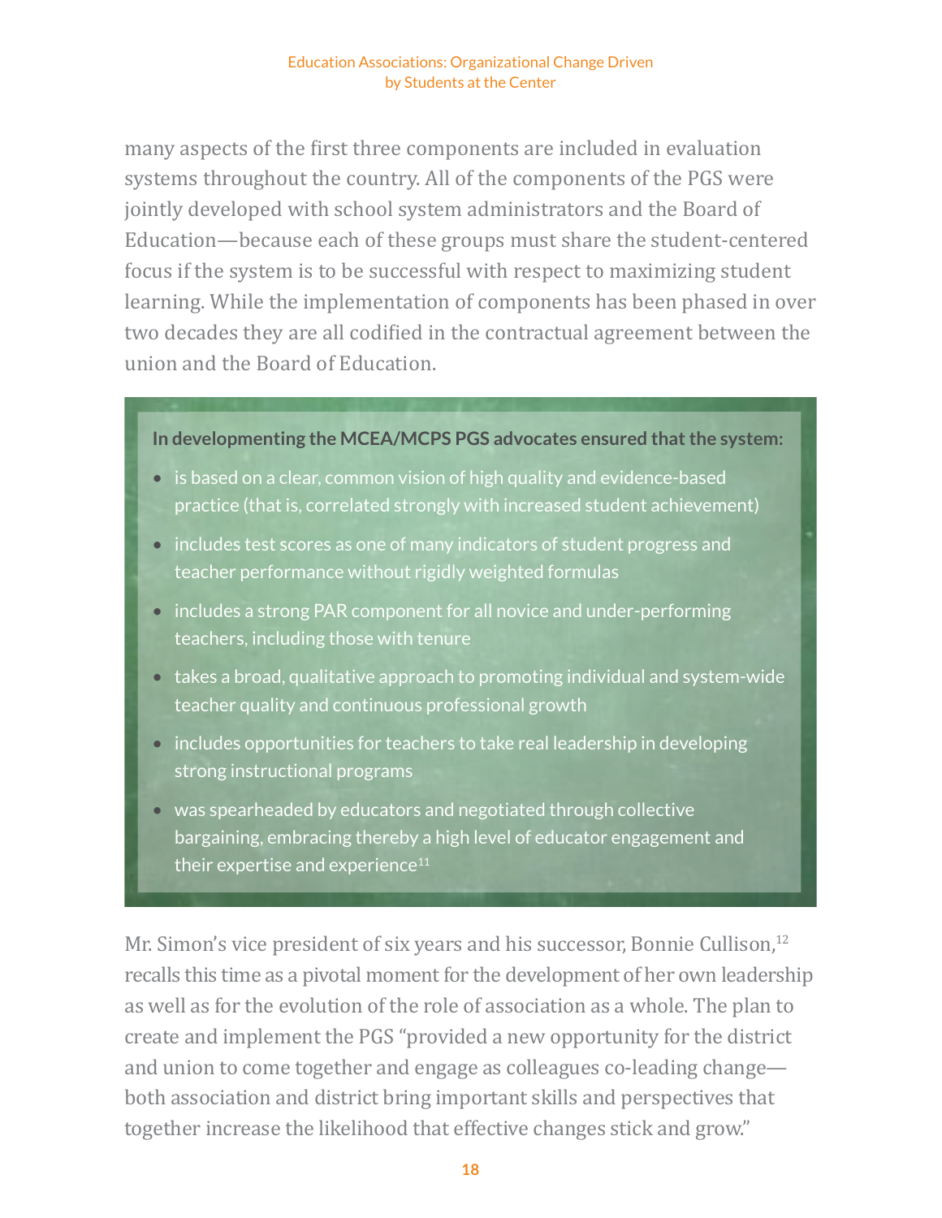many aspects of the first three components are included in evaluation systems throughout the country. All of the components of the PGS were jointly developed with school system administrators and the Board of Education—because each of these groups must share the student-centered focus if the system is to be successful with respect to maximizing student learning. While the implementation of components has been phased in over two decades they are all codified in the contractual agreement between the union and the Board of Education.

**In developmenting the MCEA/MCPS PGS advocates ensured that the system:**

- is based on a clear, common vision of high quality and evidence-based practice (that is, correlated strongly with increased student achievement)
- includes test scores as one of many indicators of student progress and teacher performance without rigidly weighted formulas
- includes a strong PAR component for all novice and under-performing teachers, including those with tenure
- takes a broad, qualitative approach to promoting individual and system-wide teacher quality and continuous professional growth
- includes opportunities for teachers to take real leadership in developing strong instructional programs
- was spearheaded by educators and negotiated through collective bargaining, embracing thereby a high level of educator engagement and their expertise and experience[11]

Mr. Simon's vice president of six years and his successor, Bonnie Cullison,[12] recalls this time as a pivotal moment for the development of her own leadership as well as for the evolution of the role of association as a whole. The plan to create and implement the PGS "provided a new opportunity for the district and union to come together and engage as colleagues co-leading change—both association and district bring important skills and perspectives that together increase the likelihood that effective changes stick and grow."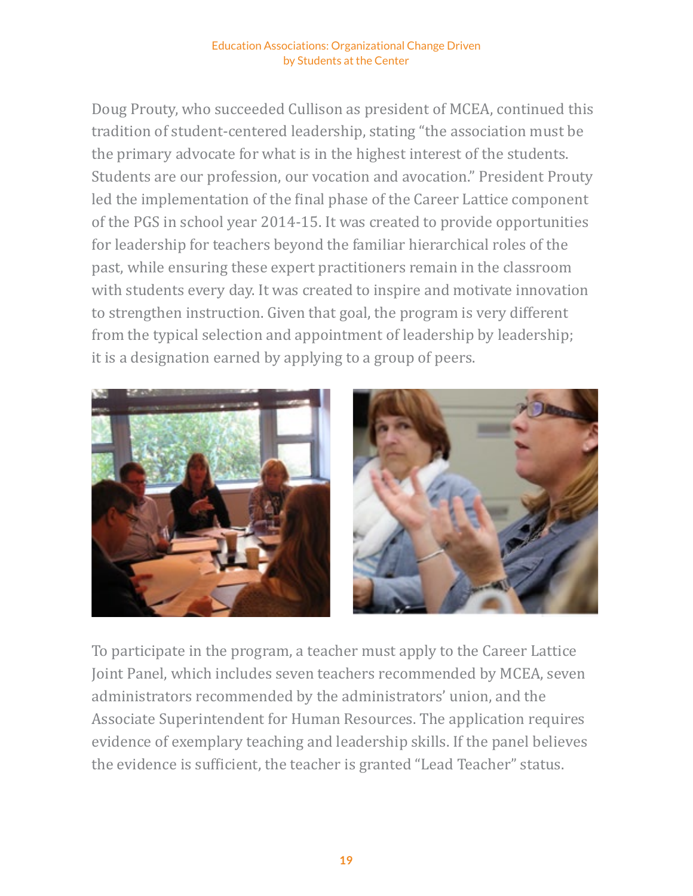Doug Prouty, who succeeded Cullison as president of MCEA, continued this tradition of student-centered leadership, stating "the association must be the primary advocate for what is in the highest interest of the students. Students are our profession, our vocation and avocation." President Prouty led the implementation of the final phase of the Career Lattice component of the PGS in school year 2014-15. It was created to provide opportunities for leadership for teachers beyond the familiar hierarchical roles of the past, while ensuring these expert practitioners remain in the classroom with students every day. It was created to inspire and motivate innovation to strengthen instruction. Given that goal, the program is very different from the typical selection and appointment of leadership by leadership; it is a designation earned by applying to a group of peers.

To participate in the program, a teacher must apply to the Career Lattice Joint Panel, which includes seven teachers recommended by MCEA, seven administrators recommended by the administrators' union, and the Associate Superintendent for Human Resources. The application requires evidence of exemplary teaching and leadership skills. If the panel believes the evidence is sufficient, the teacher is granted "Lead Teacher" status.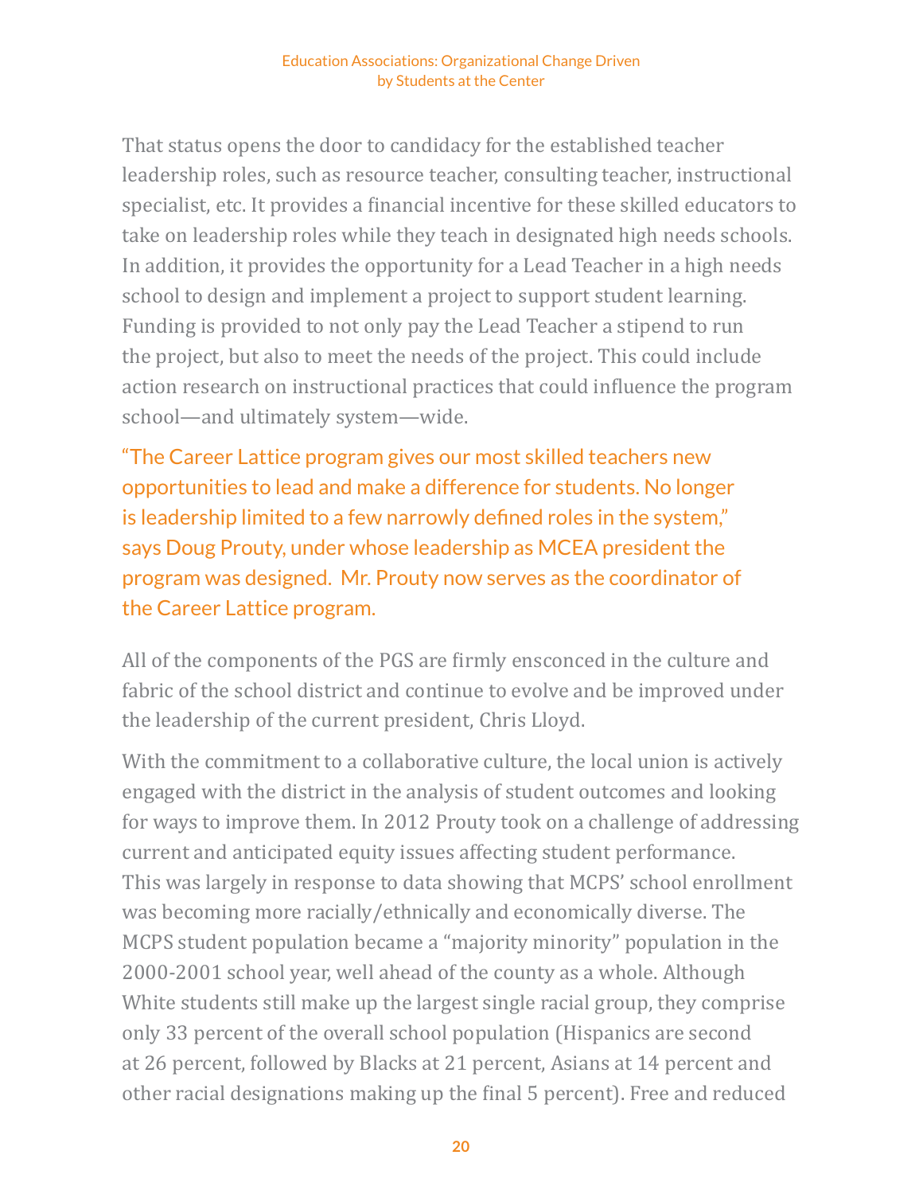That status opens the door to candidacy for the established teacher leadership roles, such as resource teacher, consulting teacher, instructional specialist, etc. It provides a financial incentive for these skilled educators to take on leadership roles while they teach in designated high needs schools. In addition, it provides the opportunity for a Lead Teacher in a high needs school to design and implement a project to support student learning. Funding is provided to not only pay the Lead Teacher a stipend to run the project, but also to meet the needs of the project. This could include action research on instructional practices that could influence the program school—and ultimately system—wide.

"The Career Lattice program gives our most skilled teachers new opportunities to lead and make a difference for students. No longer is leadership limited to a few narrowly defined roles in the system," says Doug Prouty, under whose leadership as MCEA president the program was designed. Mr. Prouty now serves as the coordinator of the Career Lattice program.

All of the components of the PGS are firmly ensconced in the culture and fabric of the school district and continue to evolve and be improved under the leadership of the current president, Chris Lloyd.

With the commitment to a collaborative culture, the local union is actively engaged with the district in the analysis of student outcomes and looking for ways to improve them. In 2012 Prouty took on a challenge of addressing current and anticipated equity issues affecting student performance. This was largely in response to data showing that MCPS' school enrollment was becoming more racially/ethnically and economically diverse. The MCPS student population became a "majority minority" population in the 2000-2001 school year, well ahead of the county as a whole. Although White students still make up the largest single racial group, they comprise only 33 percent of the overall school population (Hispanics are second at 26 percent, followed by Blacks at 21 percent, Asians at 14 percent and other racial designations making up the final 5 percent). Free and reduced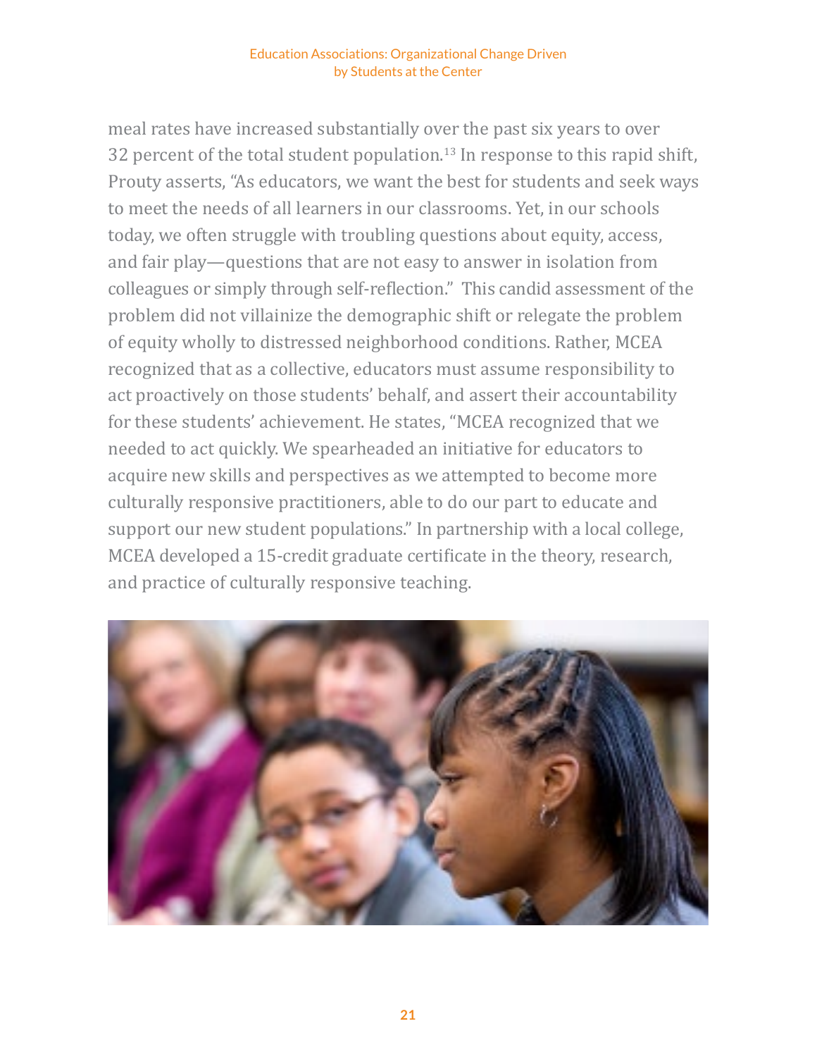meal rates have increased substantially over the past six years to over 32 percent of the total student population.[13] In response to this rapid shift, Prouty asserts, "As educators, we want the best for students and seek ways to meet the needs of all learners in our classrooms. Yet, in our schools today, we often struggle with troubling questions about equity, access, and fair play—questions that are not easy to answer in isolation from colleagues or simply through self-reflection." This candid assessment of the problem did not villainize the demographic shift or relegate the problem of equity wholly to distressed neighborhood conditions. Rather, MCEA recognized that as a collective, educators must assume responsibility to act proactively on those students' behalf, and assert their accountability for these students' achievement. He states, "MCEA recognized that we needed to act quickly. We spearheaded an initiative for educators to acquire new skills and perspectives as we attempted to become more culturally responsive practitioners, able to do our part to educate and support our new student populations." In partnership with a local college, MCEA developed a 15-credit graduate certificate in the theory, research, and practice of culturally responsive teaching.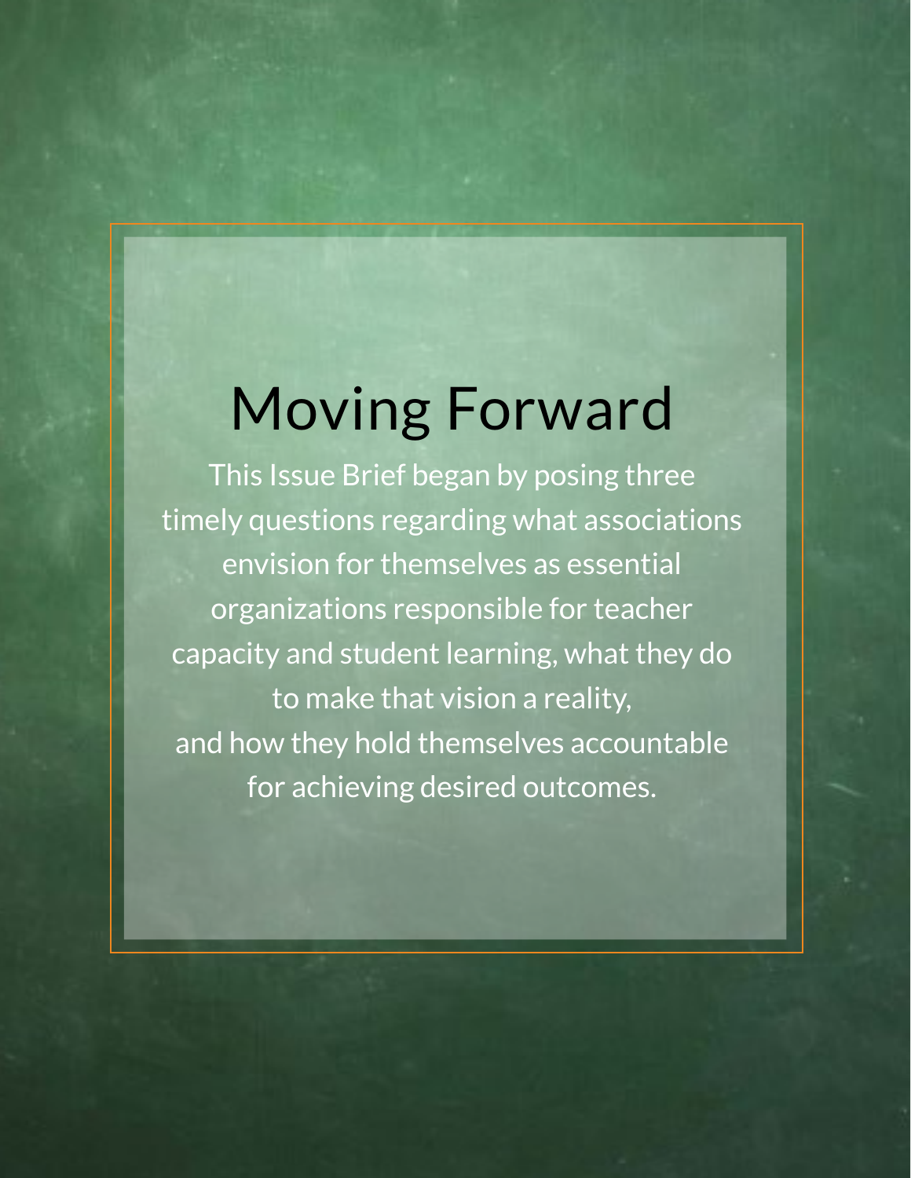# Moving Forward

This Issue Brief began by posing three timely questions regarding what associations envision for themselves as essential organizations responsible for teacher capacity and student learning, what they do to make that vision a reality, and how they hold themselves accountable for achieving desired outcomes.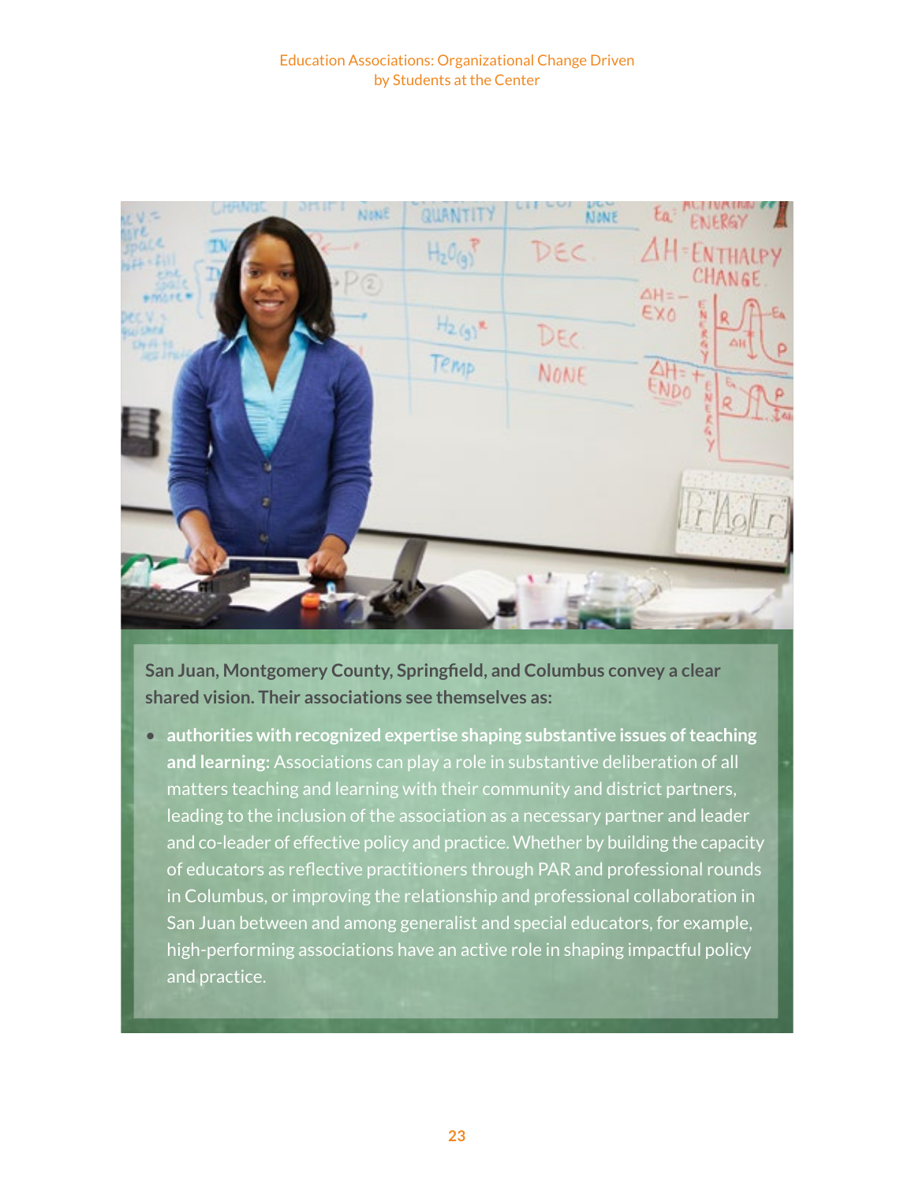**San Juan, Montgomery County, Springfield, and Columbus convey a clear shared vision. Their associations see themselves as:**

- **authorities with recognized expertise shaping substantive issues of teaching and learning:** Associations can play a role in substantive deliberation of all matters teaching and learning with their community and district partners, leading to the inclusion of the association as a necessary partner and leader and co-leader of effective policy and practice. Whether by building the capacity of educators as reflective practitioners through PAR and professional rounds in Columbus, or improving the relationship and professional collaboration in San Juan between and among generalist and special educators, for example, high-performing associations have an active role in shaping impactful policy and practice.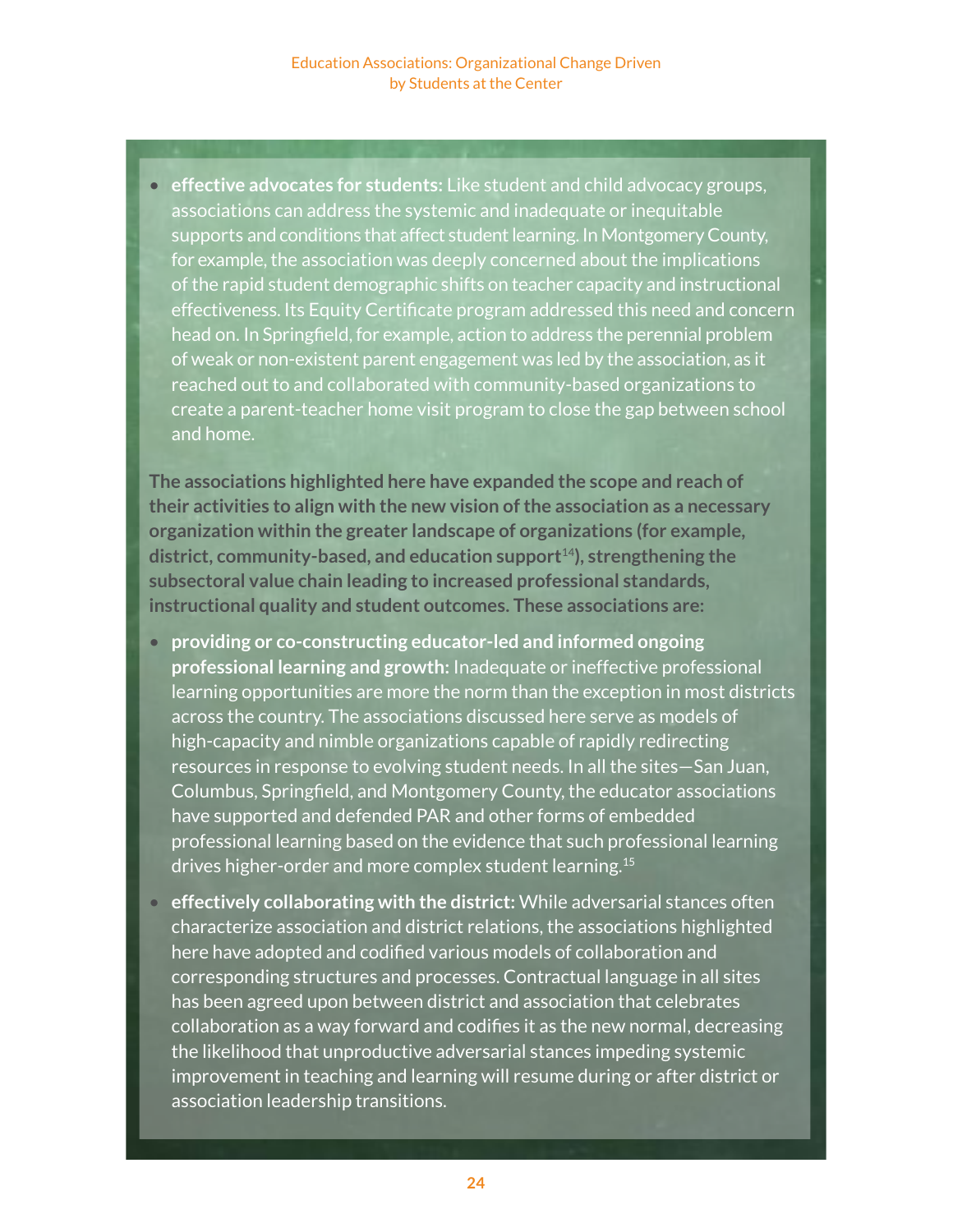- **effective advocates for students:** Like student and child advocacy groups, associations can address the systemic and inadequate or inequitable supports and conditions that affect student learning. In Montgomery County, for example, the association was deeply concerned about the implications of the rapid student demographic shifts on teacher capacity and instructional effectiveness. Its Equity Certificate program addressed this need and concern head on. In Springfield, for example, action to address the perennial problem of weak or non-existent parent engagement was led by the association, as it reached out to and collaborated with community-based organizations to create a parent-teacher home visit program to close the gap between school and home.

**The associations highlighted here have expanded the scope and reach of their activities to align with the new vision of the association as a necessary organization within the greater landscape of organizations (for example, district, community-based, and education support[14]), strengthening the subsectoral value chain leading to increased professional standards, instructional quality and student outcomes. These associations are:**

- **providing or co-constructing educator-led and informed ongoing professional learning and growth:** Inadequate or ineffective professional learning opportunities are more the norm than the exception in most districts across the country. The associations discussed here serve as models of high-capacity and nimble organizations capable of rapidly redirecting resources in response to evolving student needs. In all the sites—San Juan, Columbus, Springfield, and Montgomery County, the educator associations have supported and defended PAR and other forms of embedded professional learning based on the evidence that such professional learning drives higher-order and more complex student learning.[15]

- **effectively collaborating with the district:** While adversarial stances often characterize association and district relations, the associations highlighted here have adopted and codified various models of collaboration and corresponding structures and processes. Contractual language in all sites has been agreed upon between district and association that celebrates collaboration as a way forward and codifies it as the new normal, decreasing the likelihood that unproductive adversarial stances impeding systemic improvement in teaching and learning will resume during or after district or association leadership transitions.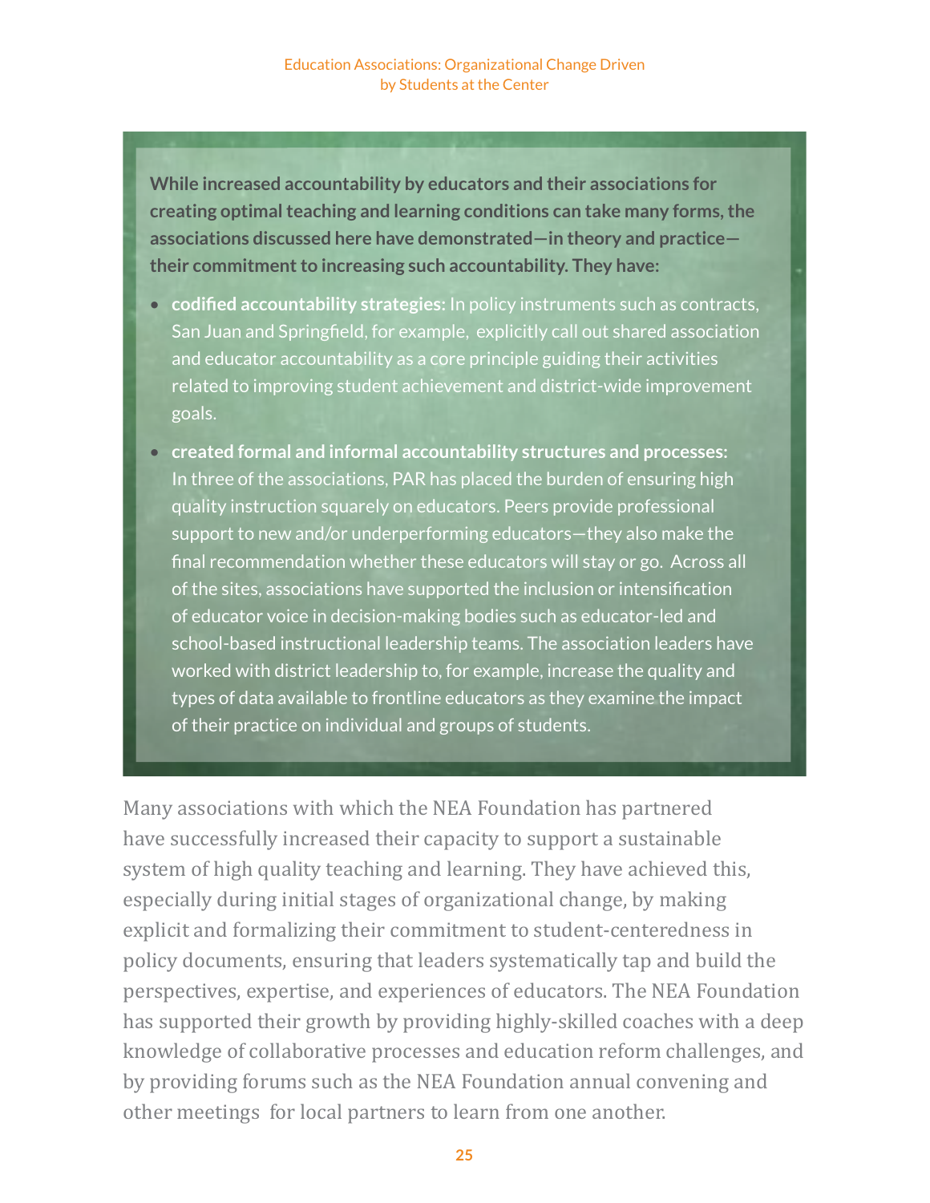**While increased accountability by educators and their associations for creating optimal teaching and learning conditions can take many forms, the associations discussed here have demonstrated—in theory and practice—their commitment to increasing such accountability. They have:**

- **codified accountability strategies:** In policy instruments such as contracts, San Juan and Springfield, for example, explicitly call out shared association and educator accountability as a core principle guiding their activities related to improving student achievement and district-wide improvement goals.
- **created formal and informal accountability structures and processes:** In three of the associations, PAR has placed the burden of ensuring high quality instruction squarely on educators. Peers provide professional support to new and/or underperforming educators—they also make the final recommendation whether these educators will stay or go. Across all of the sites, associations have supported the inclusion or intensification of educator voice in decision-making bodies such as educator-led and school-based instructional leadership teams. The association leaders have worked with district leadership to, for example, increase the quality and types of data available to frontline educators as they examine the impact of their practice on individual and groups of students.

Many associations with which the NEA Foundation has partnered have successfully increased their capacity to support a sustainable system of high quality teaching and learning. They have achieved this, especially during initial stages of organizational change, by making explicit and formalizing their commitment to student-centeredness in policy documents, ensuring that leaders systematically tap and build the perspectives, expertise, and experiences of educators. The NEA Foundation has supported their growth by providing highly-skilled coaches with a deep knowledge of collaborative processes and education reform challenges, and by providing forums such as the NEA Foundation annual convening and other meetings for local partners to learn from one another.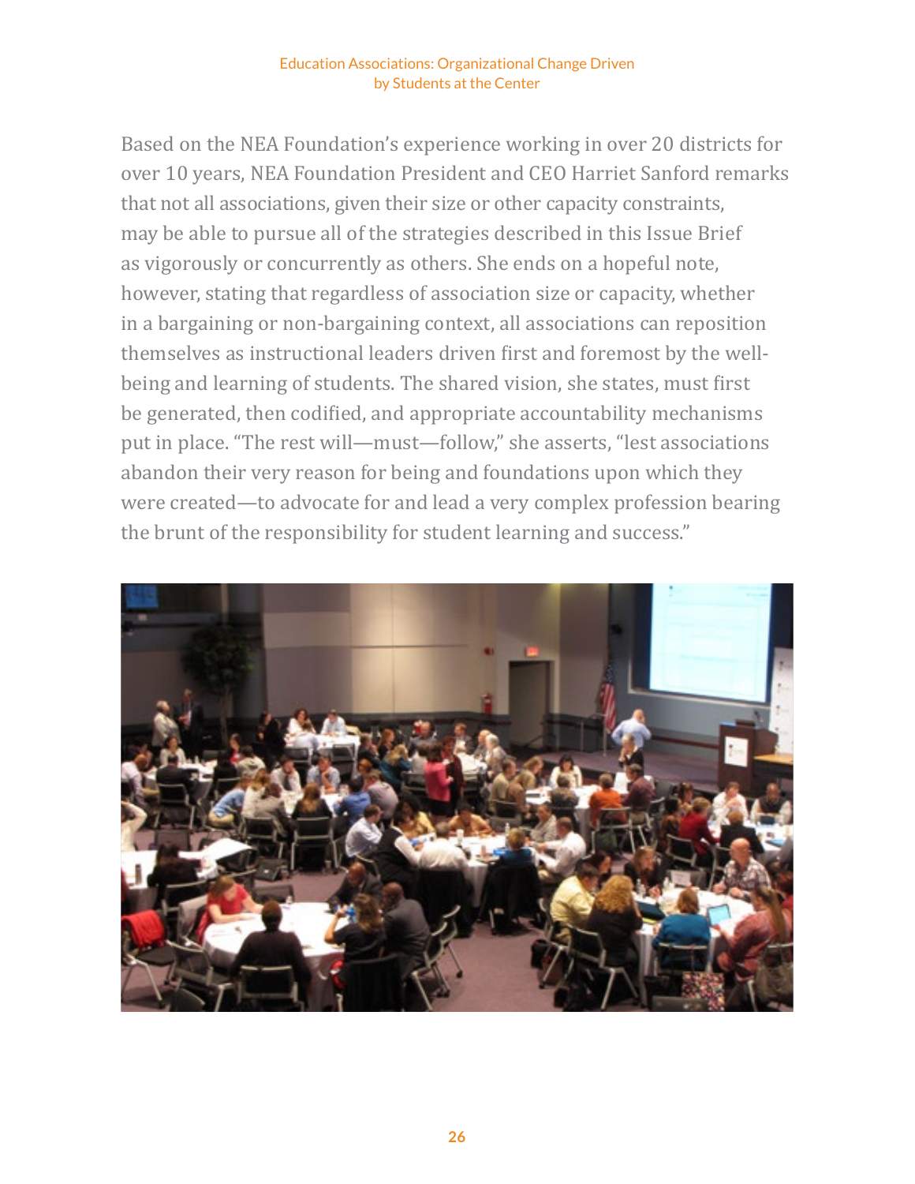Based on the NEA Foundation's experience working in over 20 districts for over 10 years, NEA Foundation President and CEO Harriet Sanford remarks that not all associations, given their size or other capacity constraints, may be able to pursue all of the strategies described in this Issue Brief as vigorously or concurrently as others. She ends on a hopeful note, however, stating that regardless of association size or capacity, whether in a bargaining or non-bargaining context, all associations can reposition themselves as instructional leaders driven first and foremost by the well-being and learning of students. The shared vision, she states, must first be generated, then codified, and appropriate accountability mechanisms put in place. "The rest will—must—follow," she asserts, "lest associations abandon their very reason for being and foundations upon which they were created—to advocate for and lead a very complex profession bearing the brunt of the responsibility for student learning and success."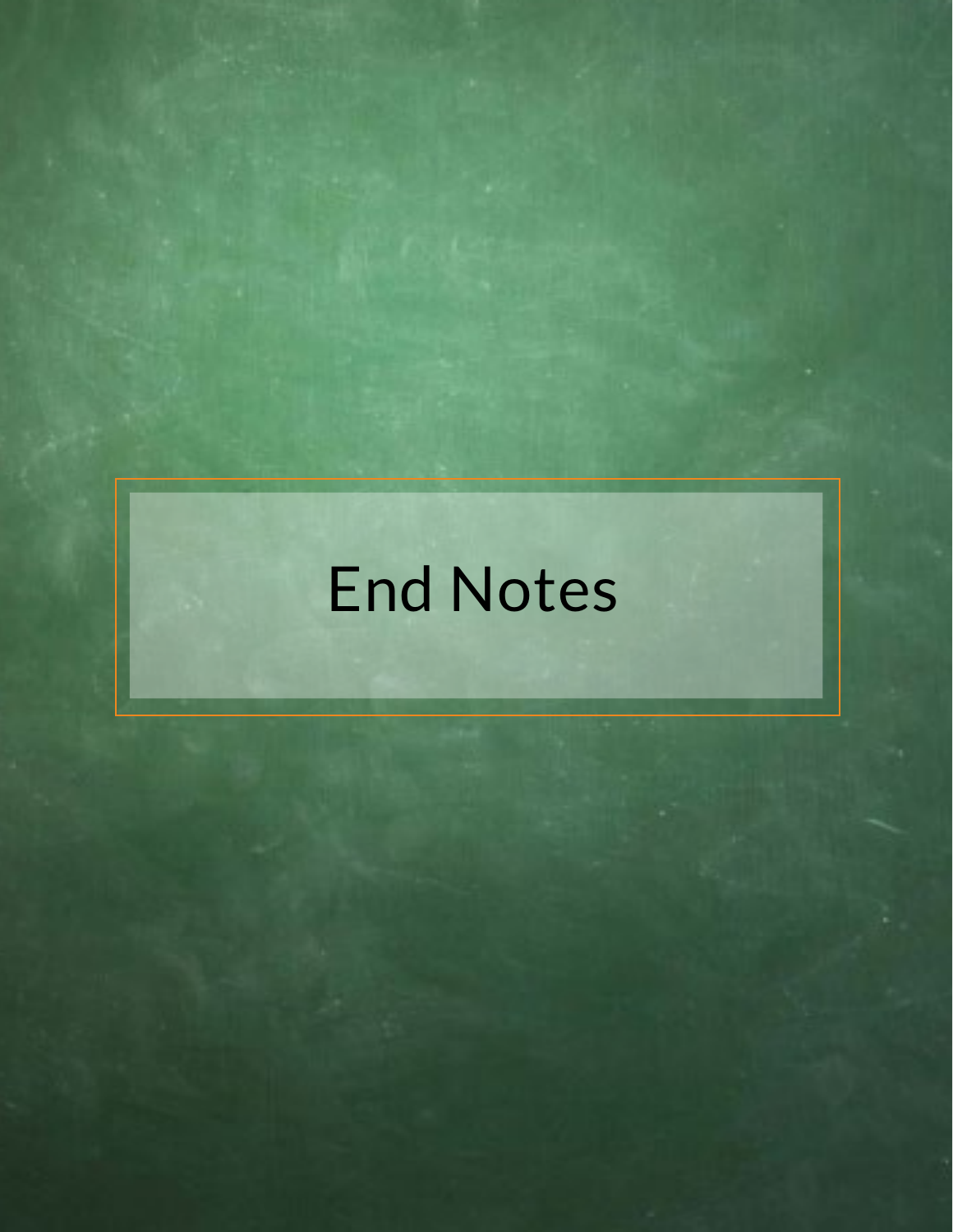# End Notes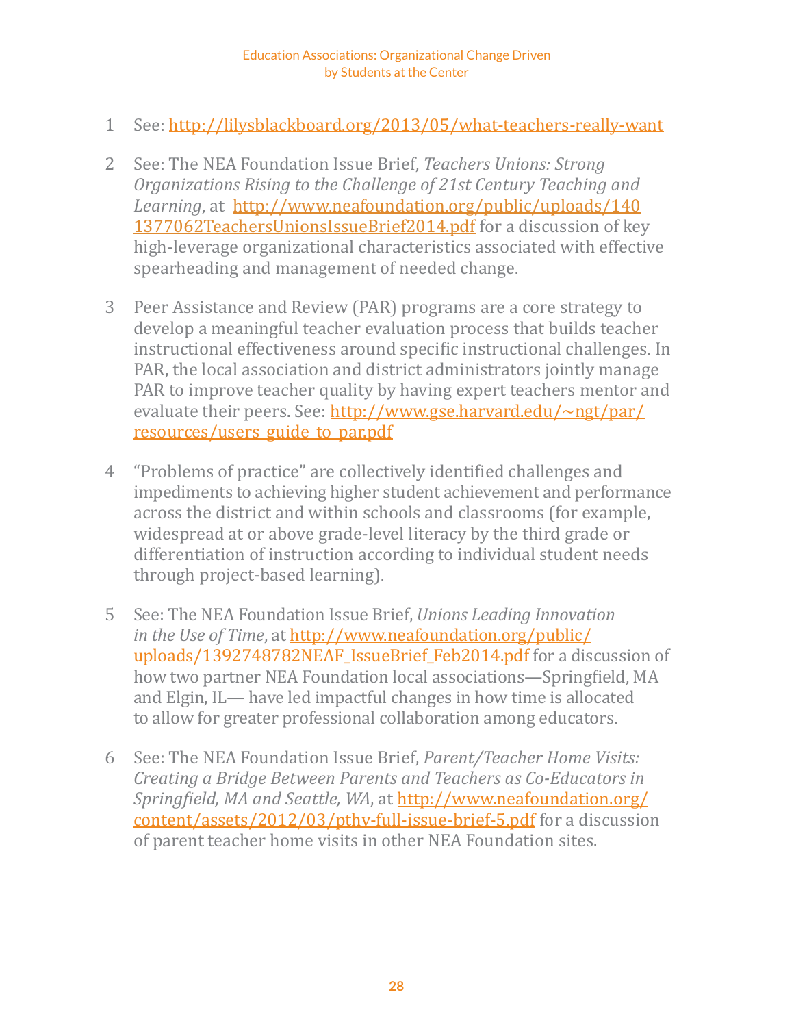1 See: http://lilysblackboard.org/2013/05/what-teachers-really-want

2 See: The NEA Foundation Issue Brief, *Teachers Unions: Strong Organizations Rising to the Challenge of 21st Century Teaching and Learning*, at http://www.neafoundation.org/public/uploads/1401377062TeachersUnionsIssueBrief2014.pdf for a discussion of key high-leverage organizational characteristics associated with effective spearheading and management of needed change.

3 Peer Assistance and Review (PAR) programs are a core strategy to develop a meaningful teacher evaluation process that builds teacher instructional effectiveness around specific instructional challenges. In PAR, the local association and district administrators jointly manage PAR to improve teacher quality by having expert teachers mentor and evaluate their peers. See: http://www.gse.harvard.edu/~ngt/par/resources/users_guide_to_par.pdf

4 "Problems of practice" are collectively identified challenges and impediments to achieving higher student achievement and performance across the district and within schools and classrooms (for example, widespread at or above grade-level literacy by the third grade or differentiation of instruction according to individual student needs through project-based learning).

5 See: The NEA Foundation Issue Brief, *Unions Leading Innovation in the Use of Time*, at http://www.neafoundation.org/public/uploads/1392748782NEAF_IssueBrief_Feb2014.pdf for a discussion of how two partner NEA Foundation local associations—Springfield, MA and Elgin, IL— have led impactful changes in how time is allocated to allow for greater professional collaboration among educators.

6 See: The NEA Foundation Issue Brief, *Parent/Teacher Home Visits: Creating a Bridge Between Parents and Teachers as Co-Educators in Springfield, MA and Seattle, WA*, at http://www.neafoundation.org/content/assets/2012/03/pthv-full-issue-brief-5.pdf for a discussion of parent teacher home visits in other NEA Foundation sites.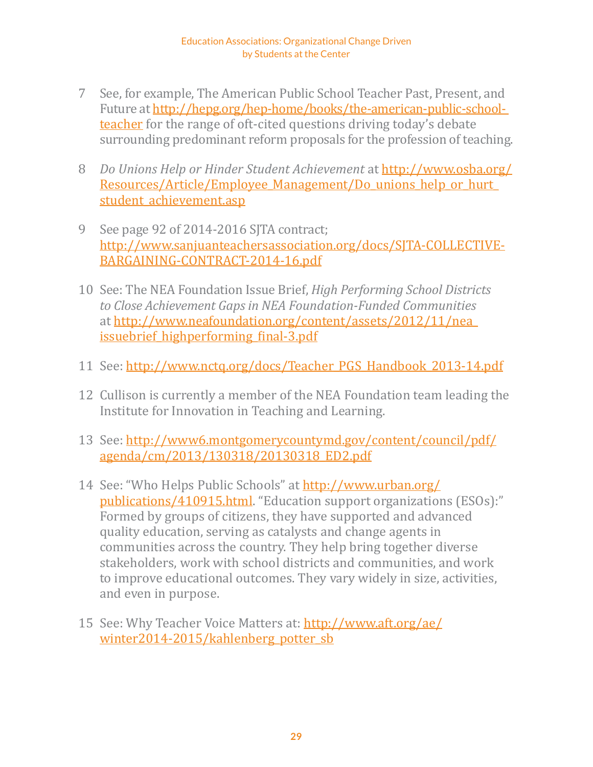7 See, for example, The American Public School Teacher Past, Present, and Future at http://hepg.org/hep-home/books/the-american-public-school-teacher for the range of oft-cited questions driving today's debate surrounding predominant reform proposals for the profession of teaching.

8 *Do Unions Help or Hinder Student Achievement* at http://www.osba.org/Resources/Article/Employee_Management/Do_unions_help_or_hurt_student_achievement.asp

9 See page 92 of 2014-2016 SJTA contract; http://www.sanjuanteachersassociation.org/docs/SJTA-COLLECTIVE-BARGAINING-CONTRACT-2014-16.pdf

10 See: The NEA Foundation Issue Brief, *High Performing School Districts to Close Achievement Gaps in NEA Foundation-Funded Communities* at http://www.neafoundation.org/content/assets/2012/11/nea_issuebrief_highperforming_final-3.pdf

11 See: http://www.nctq.org/docs/Teacher_PGS_Handbook_2013-14.pdf

12 Cullison is currently a member of the NEA Foundation team leading the Institute for Innovation in Teaching and Learning.

13 See: http://www6.montgomerycountymd.gov/content/council/pdf/agenda/cm/2013/130318/20130318_ED2.pdf

14 See: "Who Helps Public Schools" at http://www.urban.org/publications/410915.html. "Education support organizations (ESOs):" Formed by groups of citizens, they have supported and advanced quality education, serving as catalysts and change agents in communities across the country. They help bring together diverse stakeholders, work with school districts and communities, and work to improve educational outcomes. They vary widely in size, activities, and even in purpose.

15 See: Why Teacher Voice Matters at: http://www.aft.org/ae/winter2014-2015/kahlenberg_potter_sb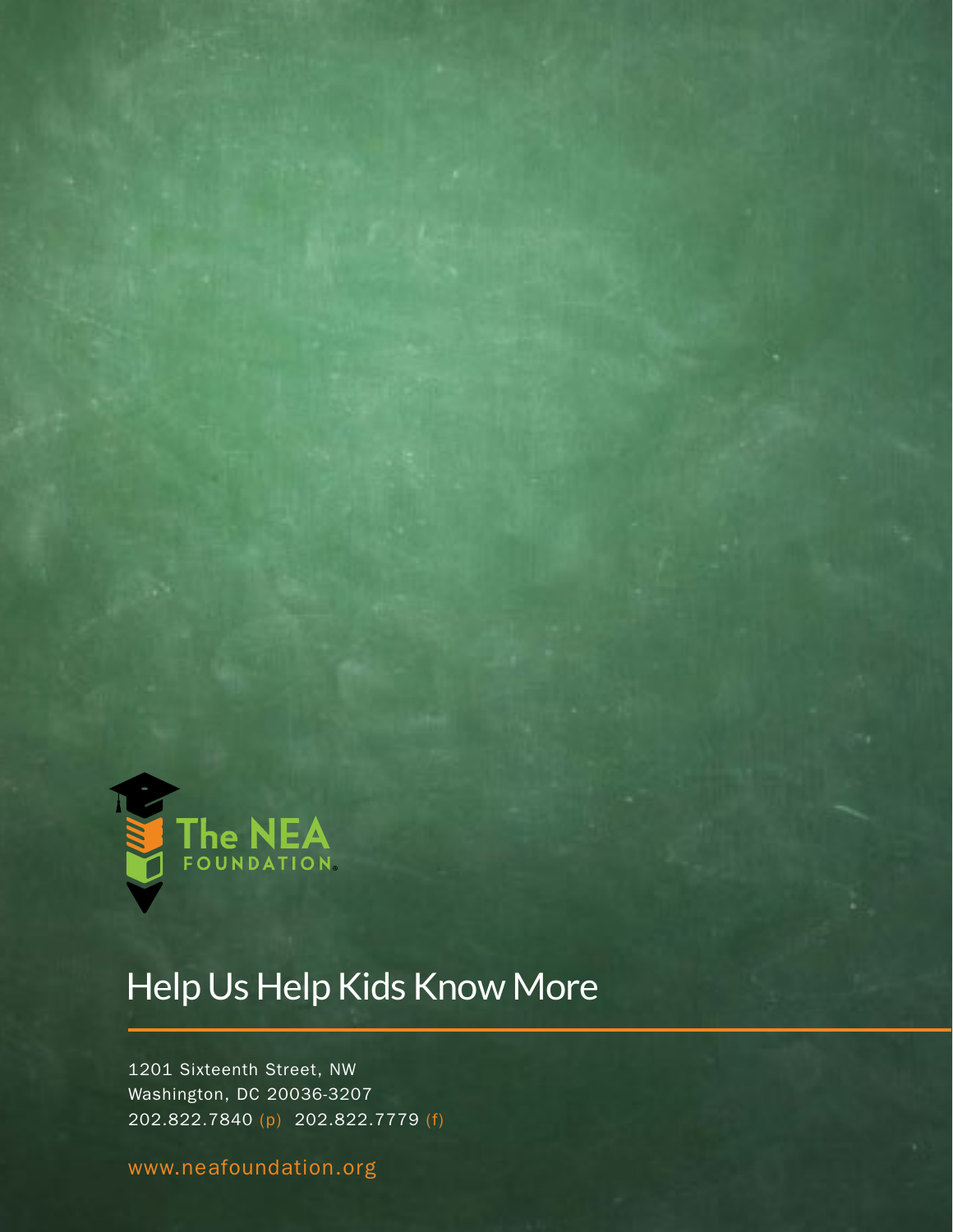The NEA FOUNDATION

# Help Us Help Kids Know More

1201 Sixteenth Street, NW
Washington, DC 20036-3207
202.822.7840 (p) 202.822.7779 (f)

www.neafoundation.org